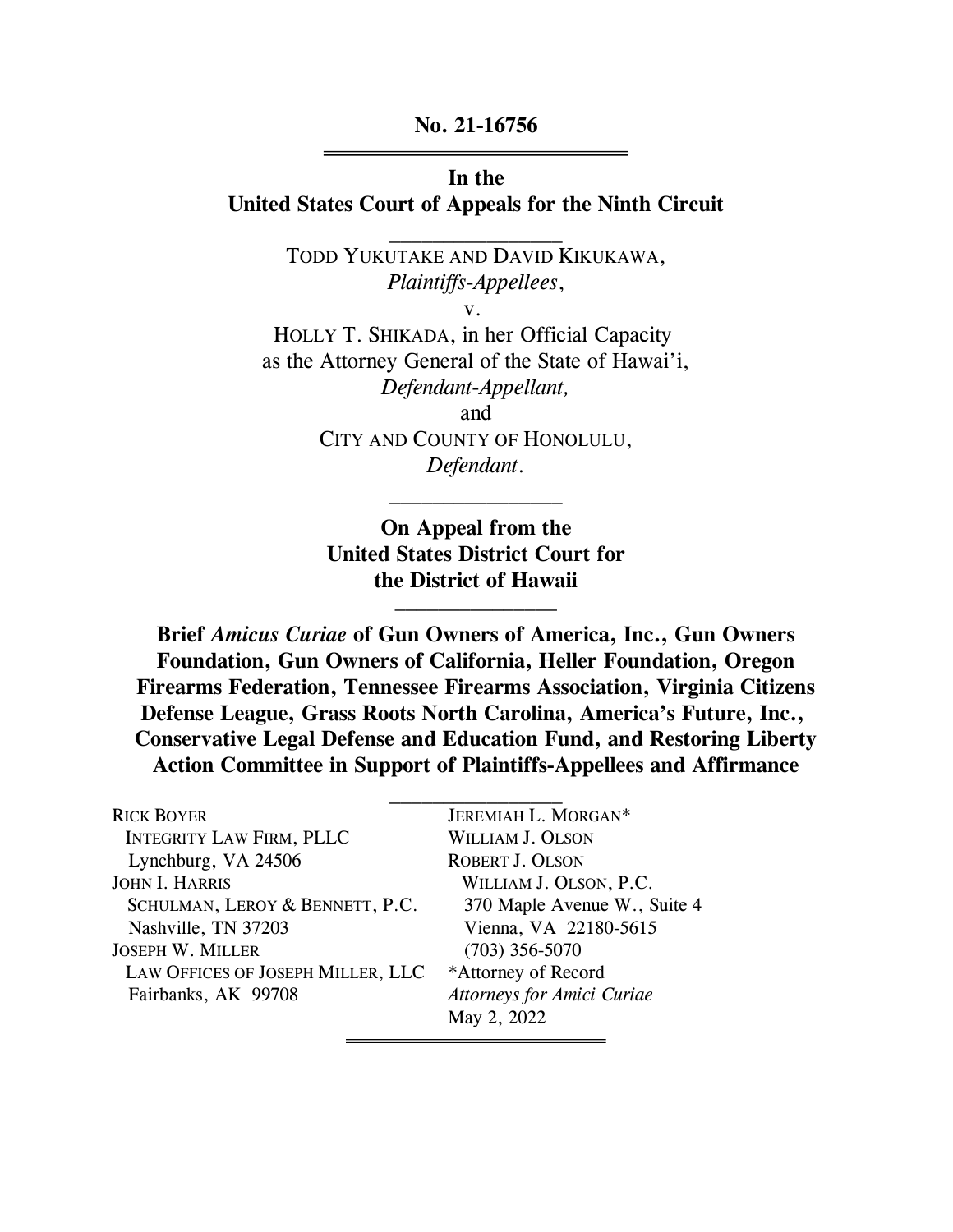**No. 21-16756**

---

**In the**
**United States Court of Appeals for the Ninth Circuit**

---

TODD YUKUTAKE AND DAVID KIKUKAWA,
*Plaintiffs-Appellees*,
v.
HOLLY T. SHIKADA, in her Official Capacity
as the Attorney General of the State of Hawai'i,
*Defendant-Appellant,*
and
CITY AND COUNTY OF HONOLULU,
*Defendant*.

---

**On Appeal from the**
**United States District Court for**
**the District of Hawaii**

---

**Brief *Amicus Curiae* of Gun Owners of America, Inc., Gun Owners Foundation, Gun Owners of California, Heller Foundation, Oregon Firearms Federation, Tennessee Firearms Association, Virginia Citizens Defense League, Grass Roots North Carolina, America's Future, Inc., Conservative Legal Defense and Education Fund, and Restoring Liberty Action Committee in Support of Plaintiffs-Appellees and Affirmance**

---

RICK BOYER
INTEGRITY LAW FIRM, PLLC
Lynchburg, VA 24506

JOHN I. HARRIS
SCHULMAN, LEROY & BENNETT, P.C.
Nashville, TN 37203

JOSEPH W. MILLER
LAW OFFICES OF JOSEPH MILLER, LLC
Fairbanks, AK 99708

JEREMIAH L. MORGAN*
WILLIAM J. OLSON
ROBERT J. OLSON
WILLIAM J. OLSON, P.C.
370 Maple Avenue W., Suite 4
Vienna, VA 22180-5615
(703) 356-5070
*Attorney of Record
*Attorneys for Amici Curiae*
May 2, 2022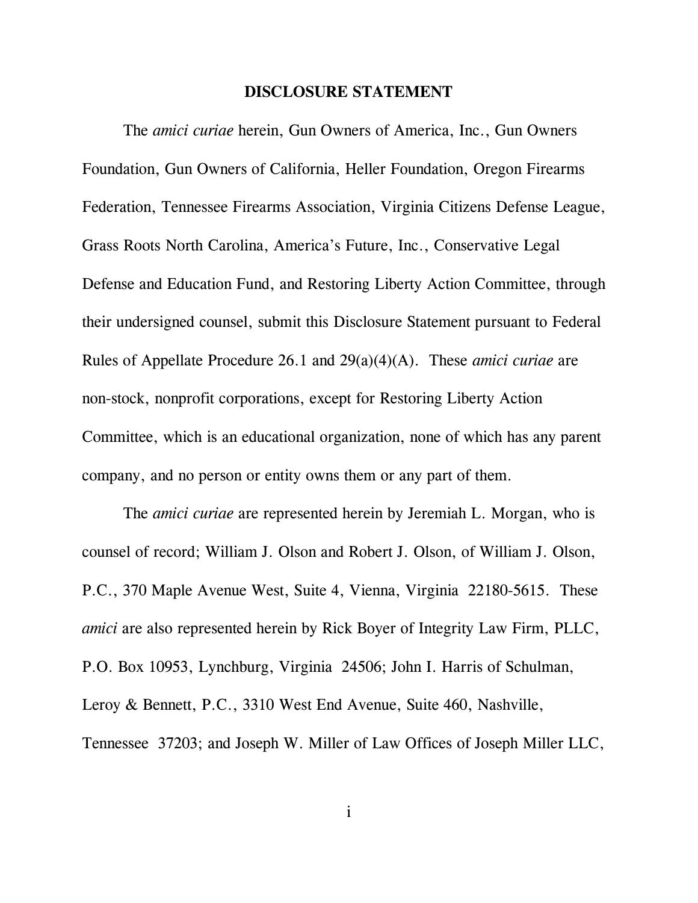## DISCLOSURE STATEMENT

The *amici curiae* herein, Gun Owners of America, Inc., Gun Owners Foundation, Gun Owners of California, Heller Foundation, Oregon Firearms Federation, Tennessee Firearms Association, Virginia Citizens Defense League, Grass Roots North Carolina, America's Future, Inc., Conservative Legal Defense and Education Fund, and Restoring Liberty Action Committee, through their undersigned counsel, submit this Disclosure Statement pursuant to Federal Rules of Appellate Procedure 26.1 and 29(a)(4)(A). These *amici curiae* are non-stock, nonprofit corporations, except for Restoring Liberty Action Committee, which is an educational organization, none of which has any parent company, and no person or entity owns them or any part of them.

The *amici curiae* are represented herein by Jeremiah L. Morgan, who is counsel of record; William J. Olson and Robert J. Olson, of William J. Olson, P.C., 370 Maple Avenue West, Suite 4, Vienna, Virginia 22180-5615. These *amici* are also represented herein by Rick Boyer of Integrity Law Firm, PLLC, P.O. Box 10953, Lynchburg, Virginia 24506; John I. Harris of Schulman, Leroy & Bennett, P.C., 3310 West End Avenue, Suite 460, Nashville, Tennessee 37203; and Joseph W. Miller of Law Offices of Joseph Miller LLC,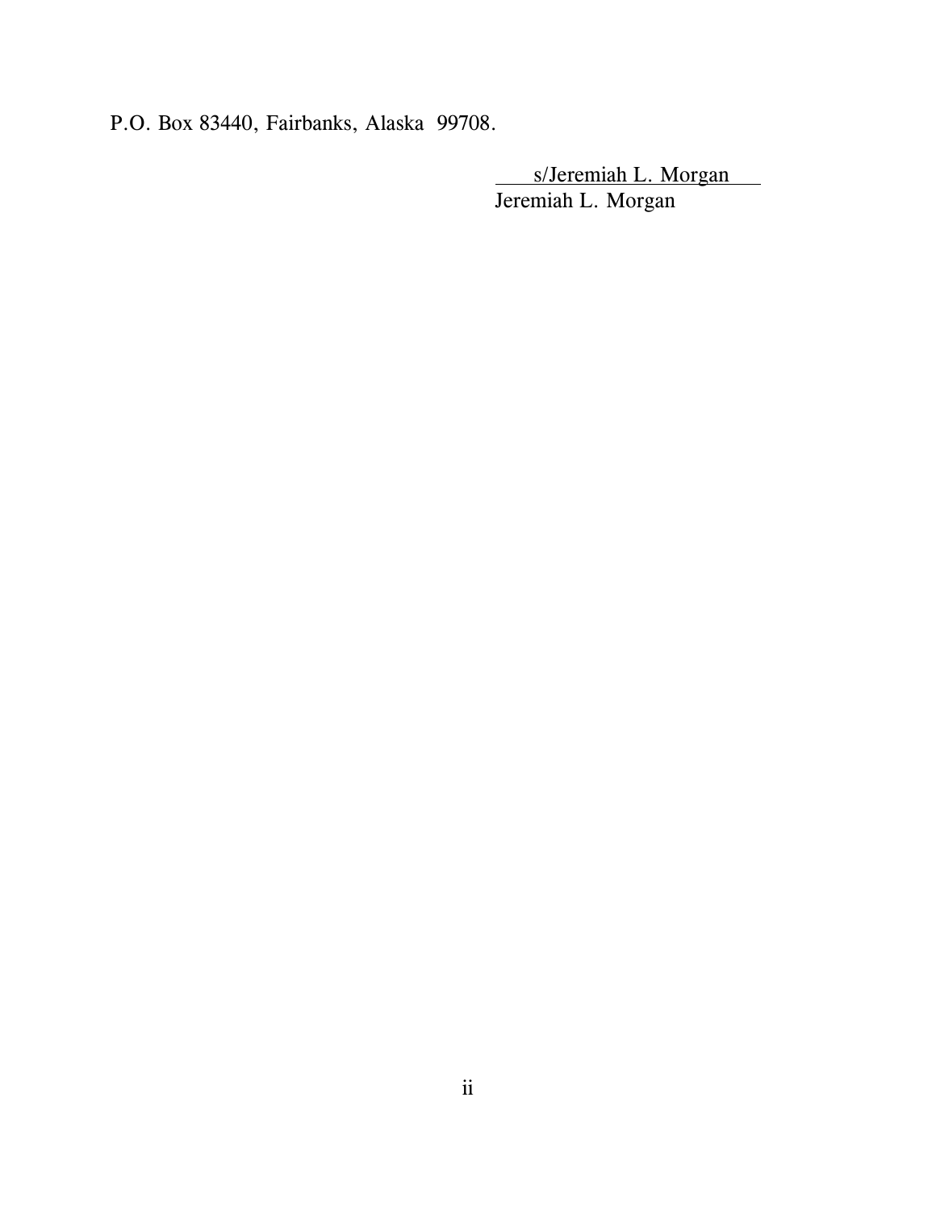P.O. Box 83440, Fairbanks, Alaska 99708.

s/Jeremiah L. Morgan
Jeremiah L. Morgan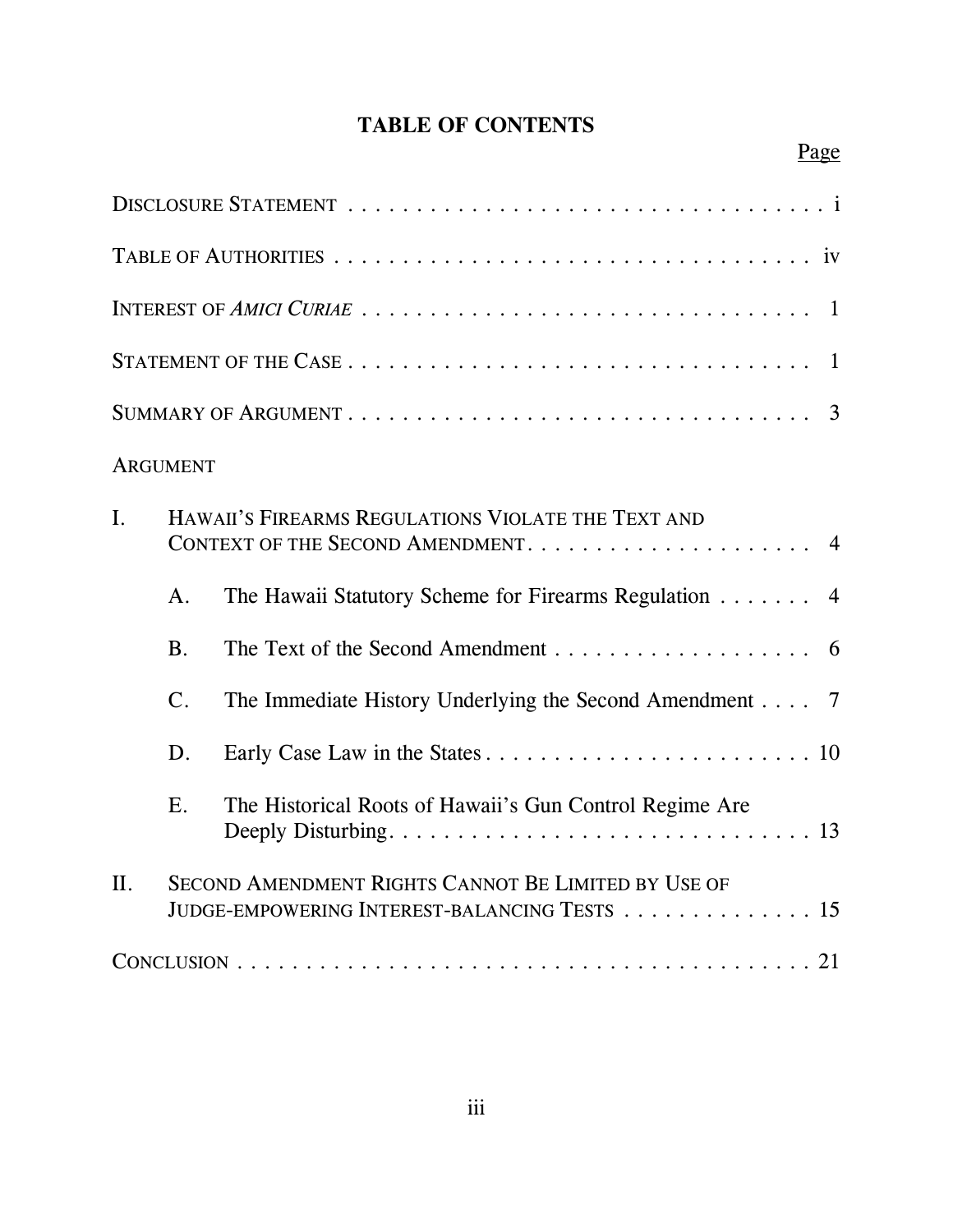# TABLE OF CONTENTS

| | Page |
|---|---|
| DISCLOSURE STATEMENT | i |
| TABLE OF AUTHORITIES | iv |
| INTEREST OF *AMICI CURIAE* | 1 |
| STATEMENT OF THE CASE | 1 |
| SUMMARY OF ARGUMENT | 3 |
| ARGUMENT | |
| I. HAWAII'S FIREARMS REGULATIONS VIOLATE THE TEXT AND CONTEXT OF THE SECOND AMENDMENT | 4 |
| A. The Hawaii Statutory Scheme for Firearms Regulation | 4 |
| B. The Text of the Second Amendment | 6 |
| C. The Immediate History Underlying the Second Amendment | 7 |
| D. Early Case Law in the States | 10 |
| E. The Historical Roots of Hawaii's Gun Control Regime Are Deeply Disturbing | 13 |
| II. SECOND AMENDMENT RIGHTS CANNOT BE LIMITED BY USE OF JUDGE-EMPOWERING INTEREST-BALANCING TESTS | 15 |
| CONCLUSION | 21 |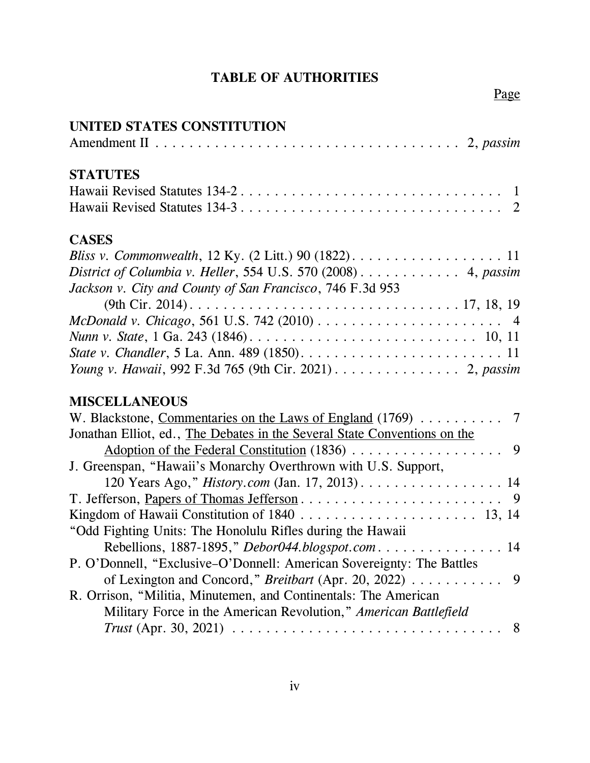# TABLE OF AUTHORITIES

Page

## UNITED STATES CONSTITUTION

Amendment II . . . . . . . . . . . . . . . . . . . . . . . . . . . . . . . . . . . . . . 2, *passim*

## STATUTES

Hawaii Revised Statutes 134-2 . . . . . . . . . . . . . . . . . . . . . . . . . . . . . . 1

Hawaii Revised Statutes 134-3 . . . . . . . . . . . . . . . . . . . . . . . . . . . . . . 2

## CASES

*Bliss v. Commonwealth*, 12 Ky. (2 Litt.) 90 (1822) . . . . . . . . . . . . . . . . . . 11

*District of Columbia v. Heller*, 554 U.S. 570 (2008) . . . . . . . . . . . . 4, *passim*

*Jackson v. City and County of San Francisco*, 746 F.3d 953 (9th Cir. 2014) . . . . . . . . . . . . . . . . . . . . . . . . . . . . . . . 17, 18, 19

*McDonald v. Chicago*, 561 U.S. 742 (2010) . . . . . . . . . . . . . . . . . . . . . . 4

*Nunn v. State*, 1 Ga. 243 (1846) . . . . . . . . . . . . . . . . . . . . . . . . . . . 10, 11

*State v. Chandler*, 5 La. Ann. 489 (1850) . . . . . . . . . . . . . . . . . . . . . . . . 11

*Young v. Hawaii*, 992 F.3d 765 (9th Cir. 2021) . . . . . . . . . . . . . . . 2, *passim*

## MISCELLANEOUS

W. Blackstone, Commentaries on the Laws of England (1769) . . . . . . . . . . 7

Jonathan Elliot, ed., The Debates in the Several State Conventions on the Adoption of the Federal Constitution (1836) . . . . . . . . . . . . . . . . . . 9

J. Greenspan, "Hawaii's Monarchy Overthrown with U.S. Support, 120 Years Ago," *History.com* (Jan. 17, 2013) . . . . . . . . . . . . . . . . . 14

T. Jefferson, Papers of Thomas Jefferson . . . . . . . . . . . . . . . . . . . . . . . . 9

Kingdom of Hawaii Constitution of 1840 . . . . . . . . . . . . . . . . . . . . 13, 14

"Odd Fighting Units: The Honolulu Rifles during the Hawaii Rebellions, 1887-1895," *Debor044.blogspot.com* . . . . . . . . . . . . . . . 14

P. O'Donnell, "Exclusive–O'Donnell: American Sovereignty: The Battles of Lexington and Concord," *Breitbart* (Apr. 20, 2022) . . . . . . . . . . . 9

R. Orrison, "Militia, Minutemen, and Continentals: The American Military Force in the American Revolution," *American Battlefield Trust* (Apr. 30, 2021) . . . . . . . . . . . . . . . . . . . . . . . . . . . . . . . 8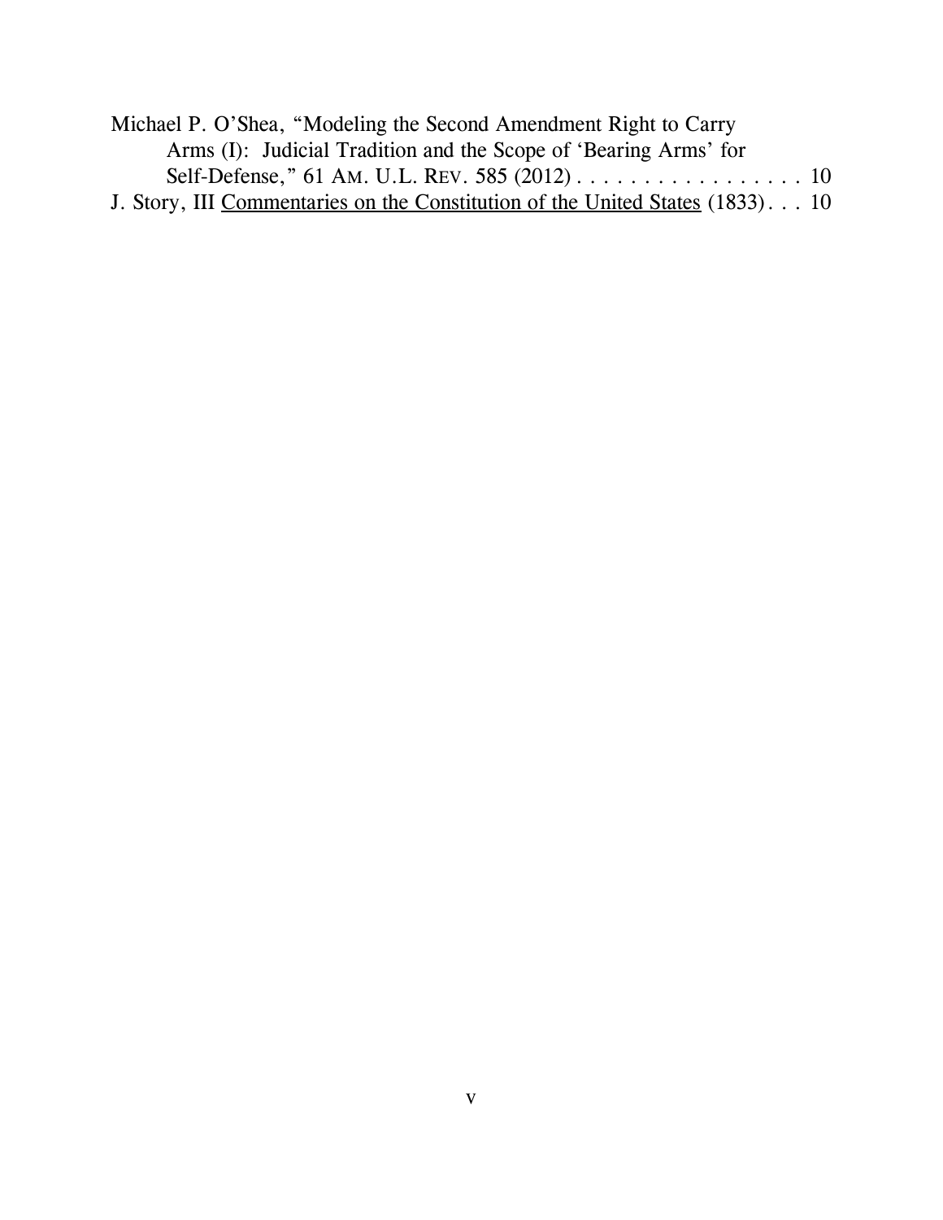Michael P. O'Shea, "Modeling the Second Amendment Right to Carry Arms (I): Judicial Tradition and the Scope of 'Bearing Arms' for Self-Defense," 61 AM. U.L. REV. 585 (2012) . . . . . . . . . . . . . . . . . 10

J. Story, III Commentaries on the Constitution of the United States (1833) . . . 10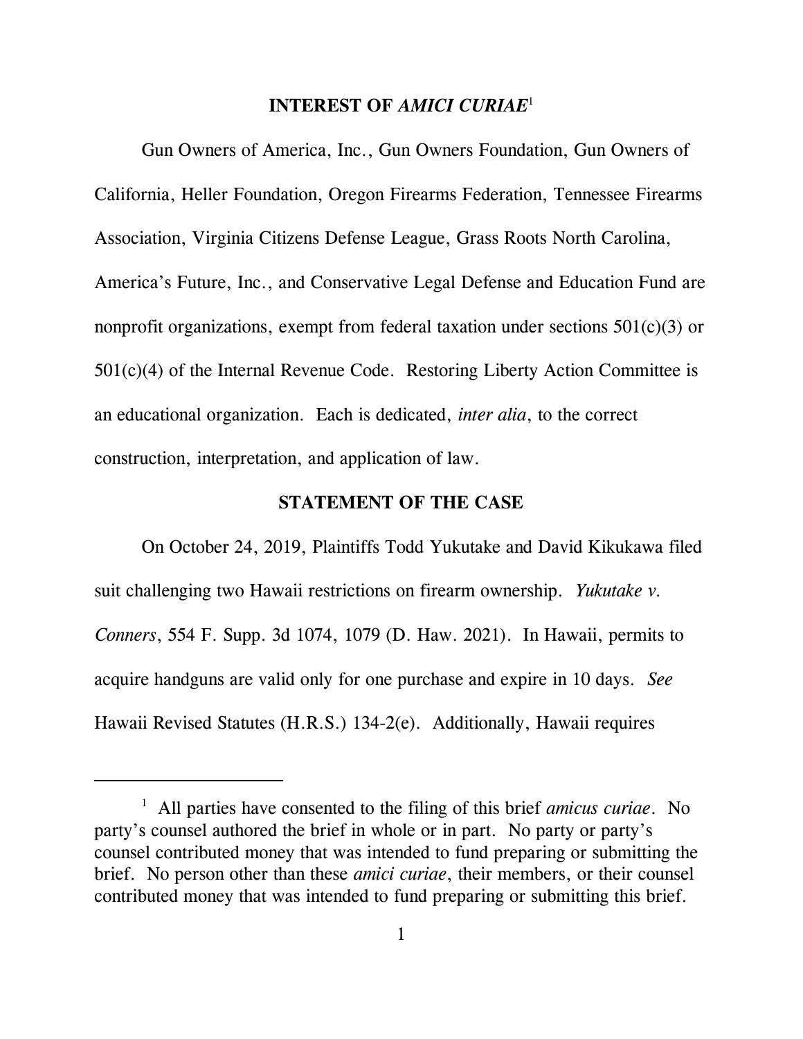## INTEREST OF *AMICI CURIAE*[1]

Gun Owners of America, Inc., Gun Owners Foundation, Gun Owners of California, Heller Foundation, Oregon Firearms Federation, Tennessee Firearms Association, Virginia Citizens Defense League, Grass Roots North Carolina, America's Future, Inc., and Conservative Legal Defense and Education Fund are nonprofit organizations, exempt from federal taxation under sections 501(c)(3) or 501(c)(4) of the Internal Revenue Code. Restoring Liberty Action Committee is an educational organization. Each is dedicated, *inter alia*, to the correct construction, interpretation, and application of law.

## STATEMENT OF THE CASE

On October 24, 2019, Plaintiffs Todd Yukutake and David Kikukawa filed suit challenging two Hawaii restrictions on firearm ownership. *Yukutake v. Conners*, 554 F. Supp. 3d 1074, 1079 (D. Haw. 2021). In Hawaii, permits to acquire handguns are valid only for one purchase and expire in 10 days. *See* Hawaii Revised Statutes (H.R.S.) 134-2(e). Additionally, Hawaii requires

---

[1] All parties have consented to the filing of this brief *amicus curiae*. No party's counsel authored the brief in whole or in part. No party or party's counsel contributed money that was intended to fund preparing or submitting the brief. No person other than these *amici curiae*, their members, or their counsel contributed money that was intended to fund preparing or submitting this brief.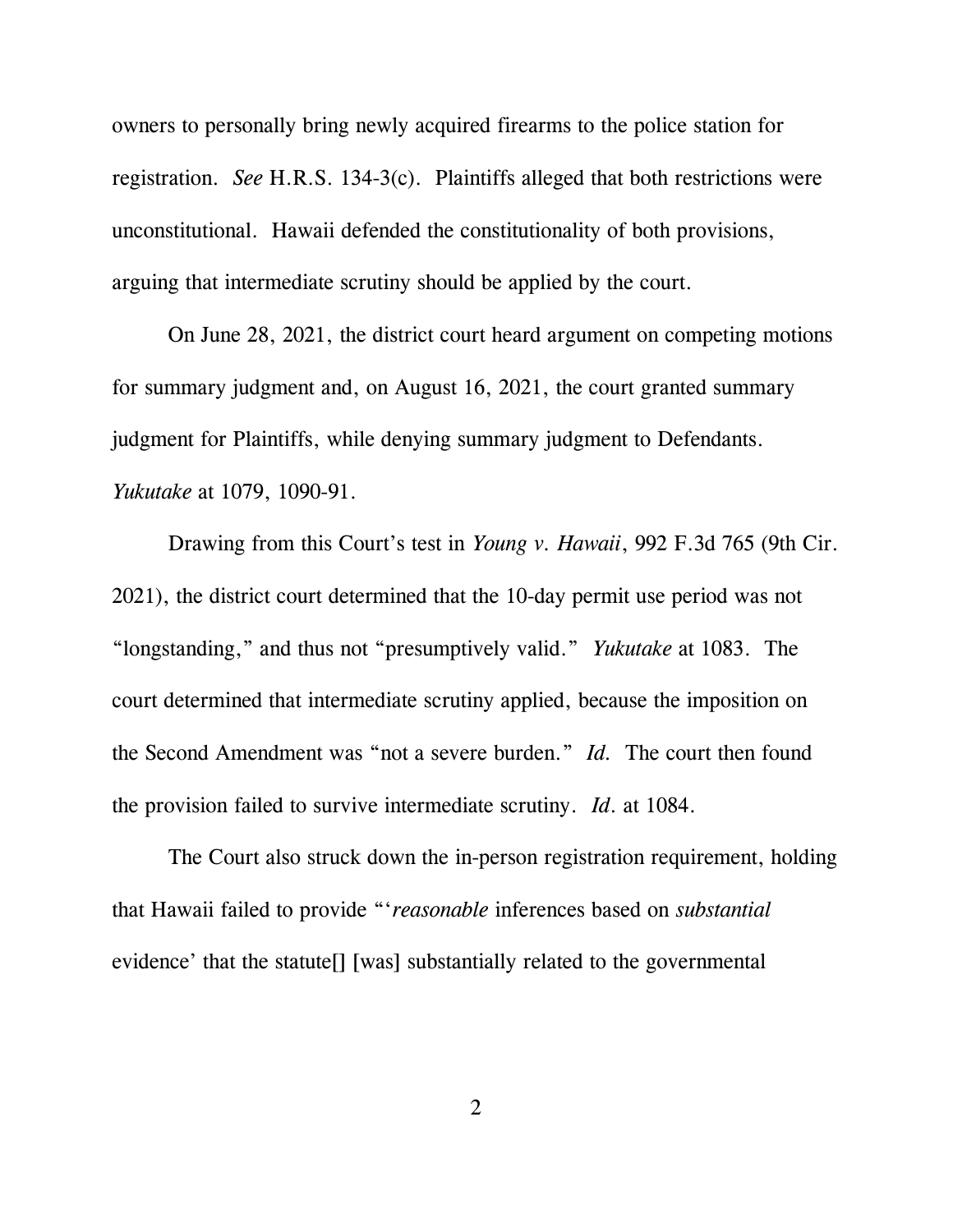owners to personally bring newly acquired firearms to the police station for registration. *See* H.R.S. 134-3(c). Plaintiffs alleged that both restrictions were unconstitutional. Hawaii defended the constitutionality of both provisions, arguing that intermediate scrutiny should be applied by the court.

On June 28, 2021, the district court heard argument on competing motions for summary judgment and, on August 16, 2021, the court granted summary judgment for Plaintiffs, while denying summary judgment to Defendants. *Yukutake* at 1079, 1090-91.

Drawing from this Court's test in *Young v. Hawaii*, 992 F.3d 765 (9th Cir. 2021), the district court determined that the 10-day permit use period was not "longstanding," and thus not "presumptively valid." *Yukutake* at 1083. The court determined that intermediate scrutiny applied, because the imposition on the Second Amendment was "not a severe burden." *Id.* The court then found the provision failed to survive intermediate scrutiny. *Id.* at 1084.

The Court also struck down the in-person registration requirement, holding that Hawaii failed to provide "'*reasonable* inferences based on *substantial* evidence' that the statute[] [was] substantially related to the governmental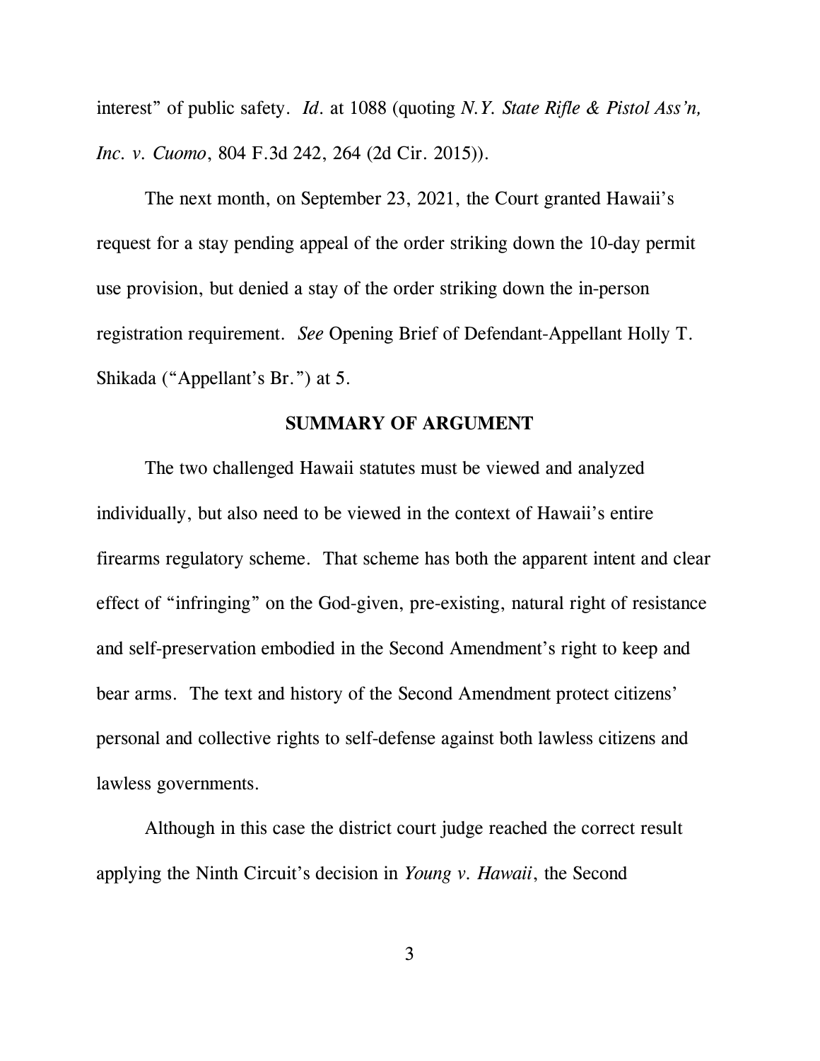interest" of public safety. *Id.* at 1088 (quoting *N.Y. State Rifle & Pistol Ass'n, Inc. v. Cuomo*, 804 F.3d 242, 264 (2d Cir. 2015)).

The next month, on September 23, 2021, the Court granted Hawaii's request for a stay pending appeal of the order striking down the 10-day permit use provision, but denied a stay of the order striking down the in-person registration requirement. *See* Opening Brief of Defendant-Appellant Holly T. Shikada ("Appellant's Br.") at 5.

## SUMMARY OF ARGUMENT

The two challenged Hawaii statutes must be viewed and analyzed individually, but also need to be viewed in the context of Hawaii's entire firearms regulatory scheme. That scheme has both the apparent intent and clear effect of "infringing" on the God-given, pre-existing, natural right of resistance and self-preservation embodied in the Second Amendment's right to keep and bear arms. The text and history of the Second Amendment protect citizens' personal and collective rights to self-defense against both lawless citizens and lawless governments.

Although in this case the district court judge reached the correct result applying the Ninth Circuit's decision in *Young v. Hawaii*, the Second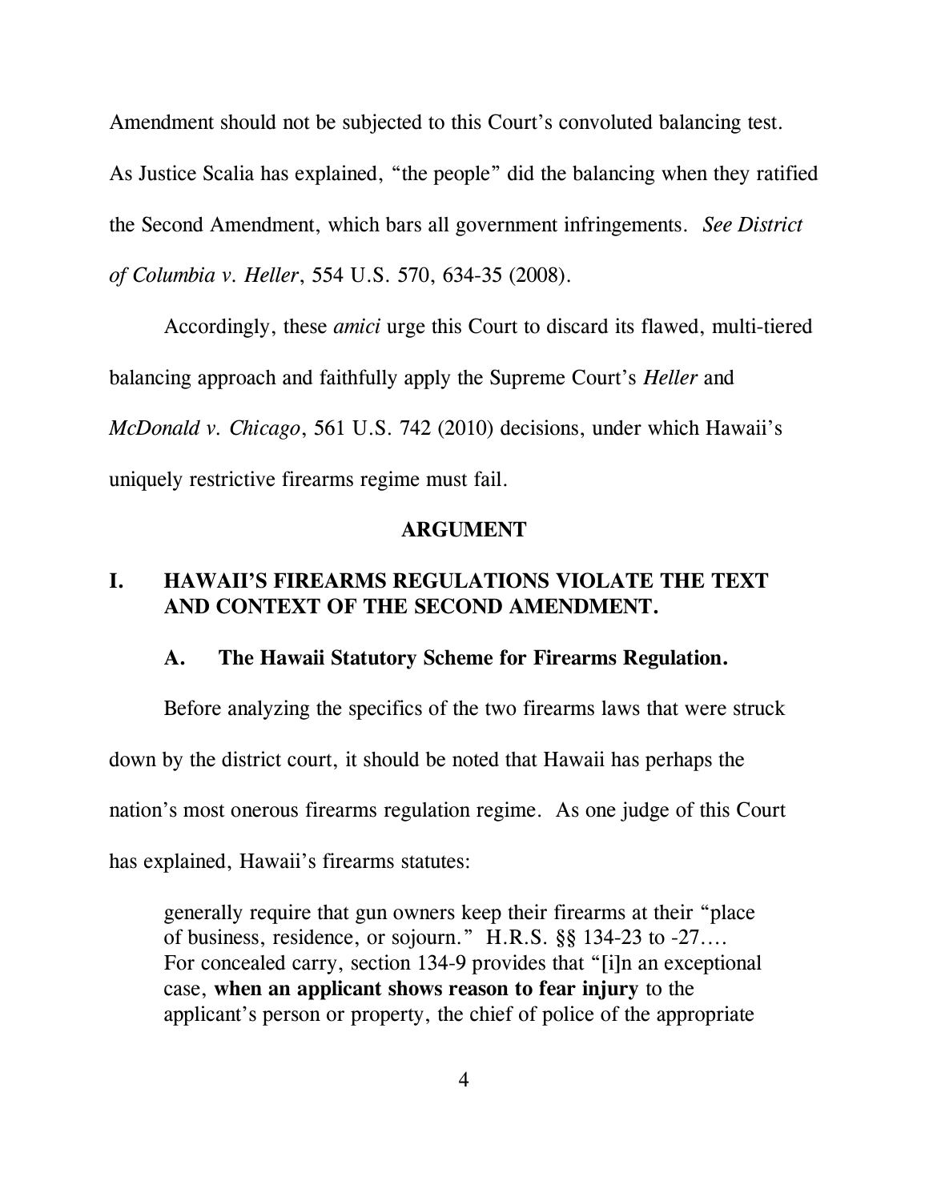Amendment should not be subjected to this Court's convoluted balancing test. As Justice Scalia has explained, "the people" did the balancing when they ratified the Second Amendment, which bars all government infringements. *See District of Columbia v. Heller*, 554 U.S. 570, 634-35 (2008).

Accordingly, these *amici* urge this Court to discard its flawed, multi-tiered balancing approach and faithfully apply the Supreme Court's *Heller* and *McDonald v. Chicago*, 561 U.S. 742 (2010) decisions, under which Hawaii's uniquely restrictive firearms regime must fail.

## ARGUMENT

### I. HAWAII'S FIREARMS REGULATIONS VIOLATE THE TEXT AND CONTEXT OF THE SECOND AMENDMENT.

#### A. The Hawaii Statutory Scheme for Firearms Regulation.

Before analyzing the specifics of the two firearms laws that were struck down by the district court, it should be noted that Hawaii has perhaps the nation's most onerous firearms regulation regime. As one judge of this Court has explained, Hawaii's firearms statutes:

> generally require that gun owners keep their firearms at their "place of business, residence, or sojourn." H.R.S. §§ 134-23 to -27…. For concealed carry, section 134-9 provides that "[i]n an exceptional case, **when an applicant shows reason to fear injury** to the applicant's person or property, the chief of police of the appropriate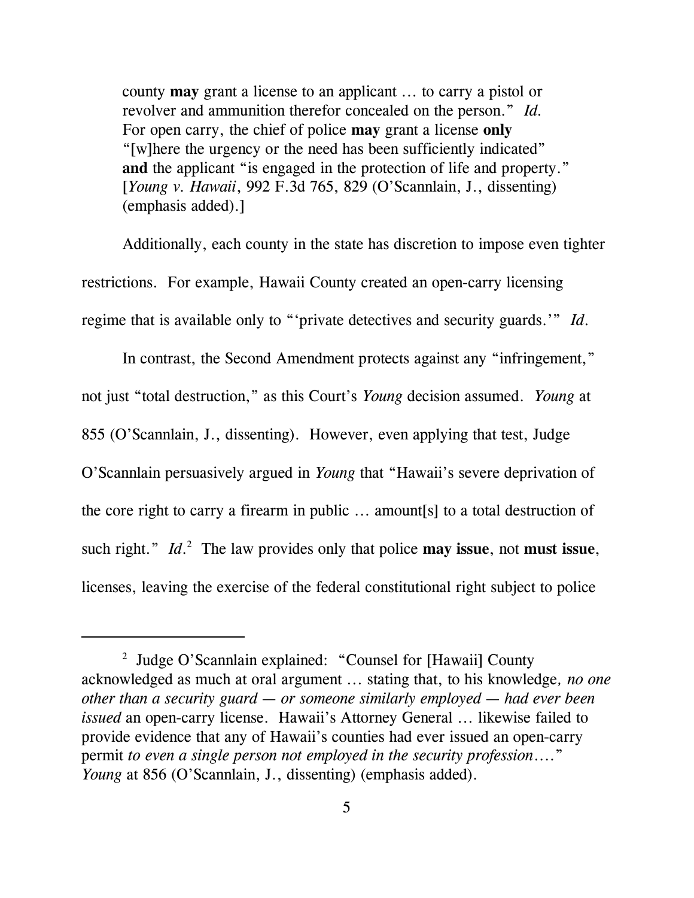> county **may** grant a license to an applicant … to carry a pistol or revolver and ammunition therefor concealed on the person." *Id.* For open carry, the chief of police **may** grant a license **only** "[w]here the urgency or the need has been sufficiently indicated" **and** the applicant "is engaged in the protection of life and property." [*Young v. Hawaii*, 992 F.3d 765, 829 (O'Scannlain, J., dissenting) (emphasis added).]

Additionally, each county in the state has discretion to impose even tighter restrictions. For example, Hawaii County created an open-carry licensing regime that is available only to "'private detectives and security guards.'" *Id.*

In contrast, the Second Amendment protects against any "infringement," not just "total destruction," as this Court's *Young* decision assumed. *Young* at 855 (O'Scannlain, J., dissenting). However, even applying that test, Judge O'Scannlain persuasively argued in *Young* that "Hawaii's severe deprivation of the core right to carry a firearm in public … amount[s] to a total destruction of such right." *Id.*[2] The law provides only that police **may issue**, not **must issue**, licenses, leaving the exercise of the federal constitutional right subject to police

---

[2] Judge O'Scannlain explained: "Counsel for [Hawaii] County acknowledged as much at oral argument … stating that, to his knowledge*, no one other than a security guard — or someone similarly employed — had ever been issued* an open-carry license. Hawaii's Attorney General … likewise failed to provide evidence that any of Hawaii's counties had ever issued an open-carry permit *to even a single person not employed in the security profession….*" *Young* at 856 (O'Scannlain, J., dissenting) (emphasis added).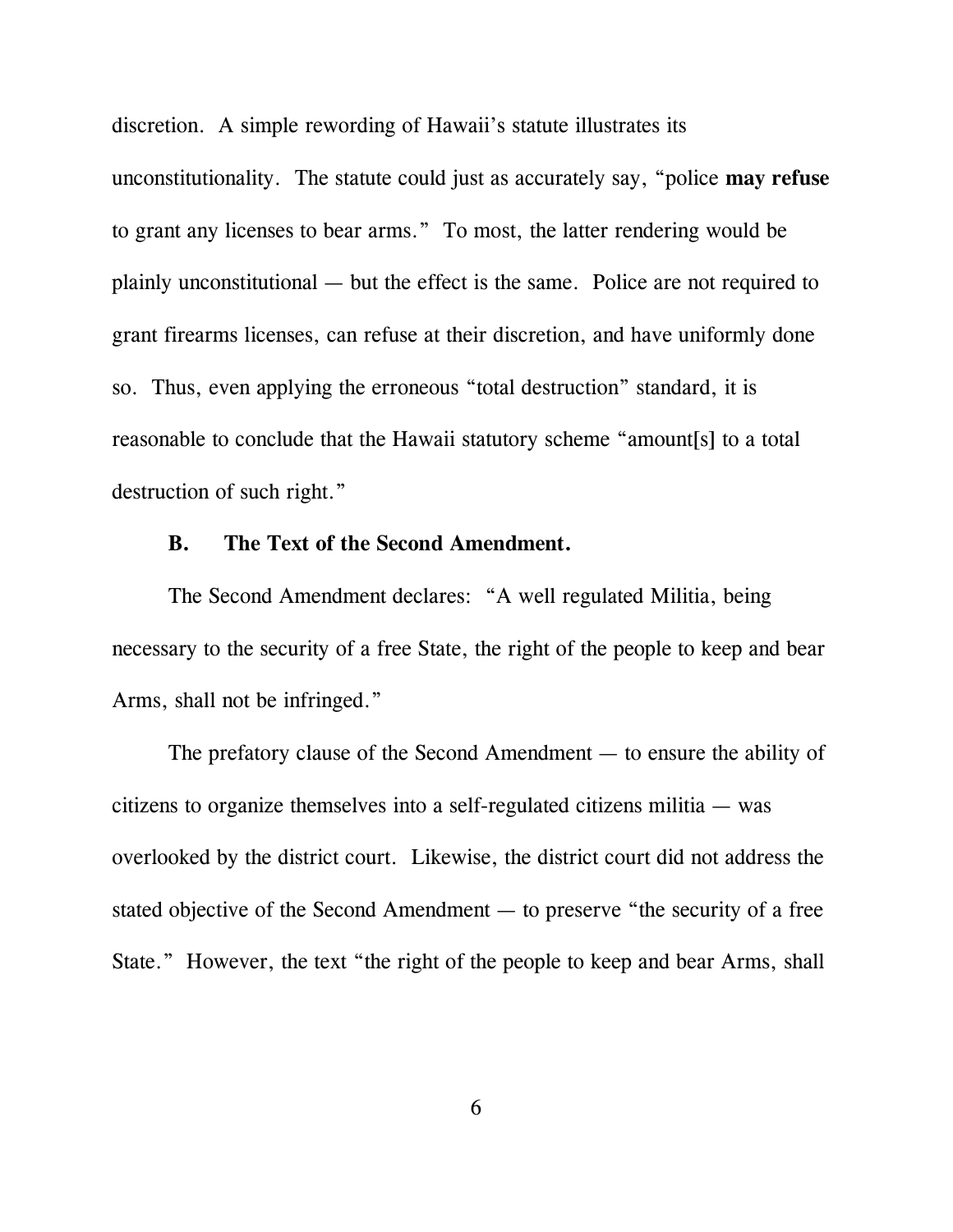discretion. A simple rewording of Hawaii's statute illustrates its unconstitutionality. The statute could just as accurately say, "police **may refuse** to grant any licenses to bear arms." To most, the latter rendering would be plainly unconstitutional — but the effect is the same. Police are not required to grant firearms licenses, can refuse at their discretion, and have uniformly done so. Thus, even applying the erroneous "total destruction" standard, it is reasonable to conclude that the Hawaii statutory scheme "amount[s] to a total destruction of such right."

### B. The Text of the Second Amendment.

The Second Amendment declares: "A well regulated Militia, being necessary to the security of a free State, the right of the people to keep and bear Arms, shall not be infringed."

The prefatory clause of the Second Amendment — to ensure the ability of citizens to organize themselves into a self-regulated citizens militia — was overlooked by the district court. Likewise, the district court did not address the stated objective of the Second Amendment — to preserve "the security of a free State." However, the text "the right of the people to keep and bear Arms, shall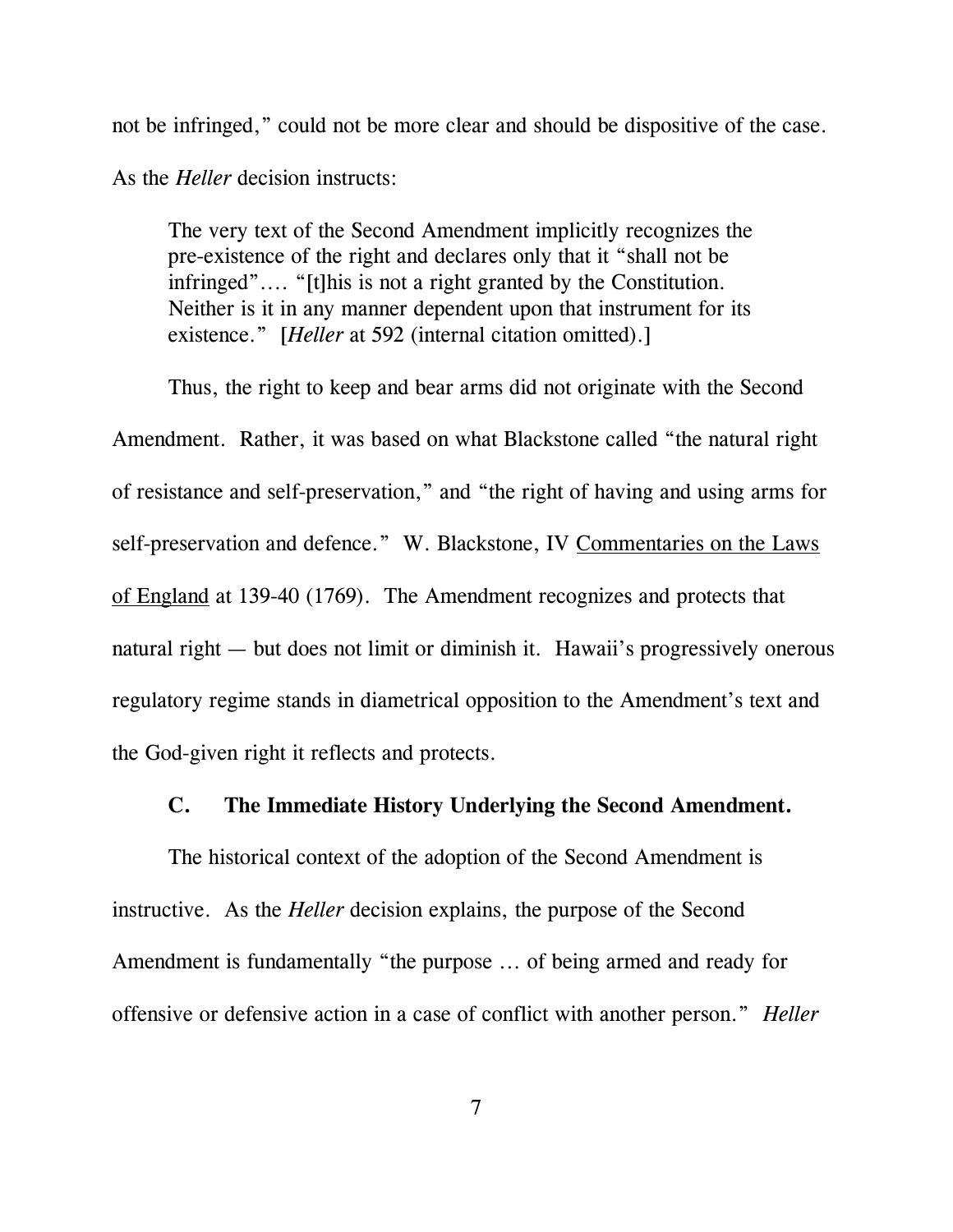not be infringed," could not be more clear and should be dispositive of the case. As the *Heller* decision instructs:

> The very text of the Second Amendment implicitly recognizes the pre-existence of the right and declares only that it "shall not be infringed"…. "[t]his is not a right granted by the Constitution. Neither is it in any manner dependent upon that instrument for its existence." [*Heller* at 592 (internal citation omitted).]

Thus, the right to keep and bear arms did not originate with the Second Amendment. Rather, it was based on what Blackstone called "the natural right of resistance and self-preservation," and "the right of having and using arms for self-preservation and defence." W. Blackstone, IV Commentaries on the Laws of England at 139-40 (1769). The Amendment recognizes and protects that natural right — but does not limit or diminish it. Hawaii's progressively onerous regulatory regime stands in diametrical opposition to the Amendment's text and the God-given right it reflects and protects.

### C. The Immediate History Underlying the Second Amendment.

The historical context of the adoption of the Second Amendment is instructive. As the *Heller* decision explains, the purpose of the Second Amendment is fundamentally "the purpose … of being armed and ready for offensive or defensive action in a case of conflict with another person." *Heller*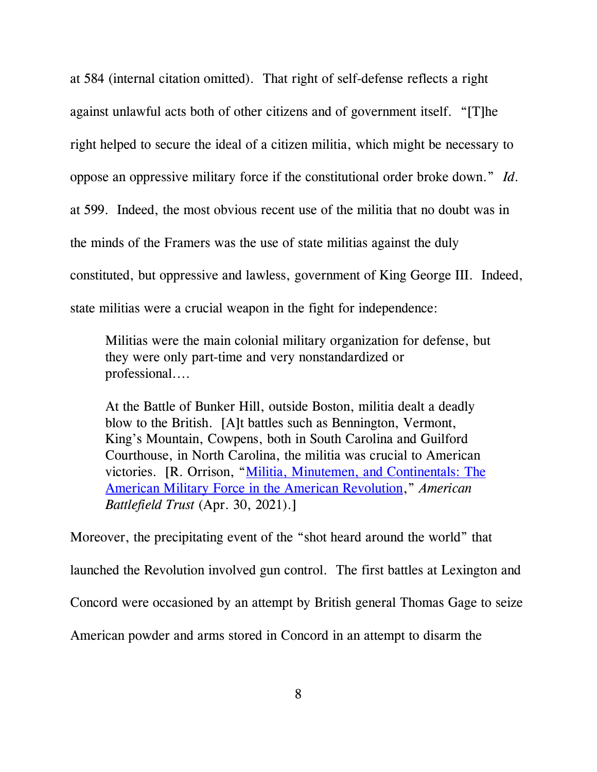at 584 (internal citation omitted). That right of self-defense reflects a right against unlawful acts both of other citizens and of government itself. "[T]he right helped to secure the ideal of a citizen militia, which might be necessary to oppose an oppressive military force if the constitutional order broke down." *Id.* at 599. Indeed, the most obvious recent use of the militia that no doubt was in the minds of the Framers was the use of state militias against the duly constituted, but oppressive and lawless, government of King George III. Indeed, state militias were a crucial weapon in the fight for independence:

> Militias were the main colonial military organization for defense, but they were only part-time and very nonstandardized or professional....
>
> At the Battle of Bunker Hill, outside Boston, militia dealt a deadly blow to the British. [A]t battles such as Bennington, Vermont, King's Mountain, Cowpens, both in South Carolina and Guilford Courthouse, in North Carolina, the militia was crucial to American victories. [R. Orrison, "Militia, Minutemen, and Continentals: The American Military Force in the American Revolution," *American Battlefield Trust* (Apr. 30, 2021).]

Moreover, the precipitating event of the "shot heard around the world" that launched the Revolution involved gun control. The first battles at Lexington and Concord were occasioned by an attempt by British general Thomas Gage to seize American powder and arms stored in Concord in an attempt to disarm the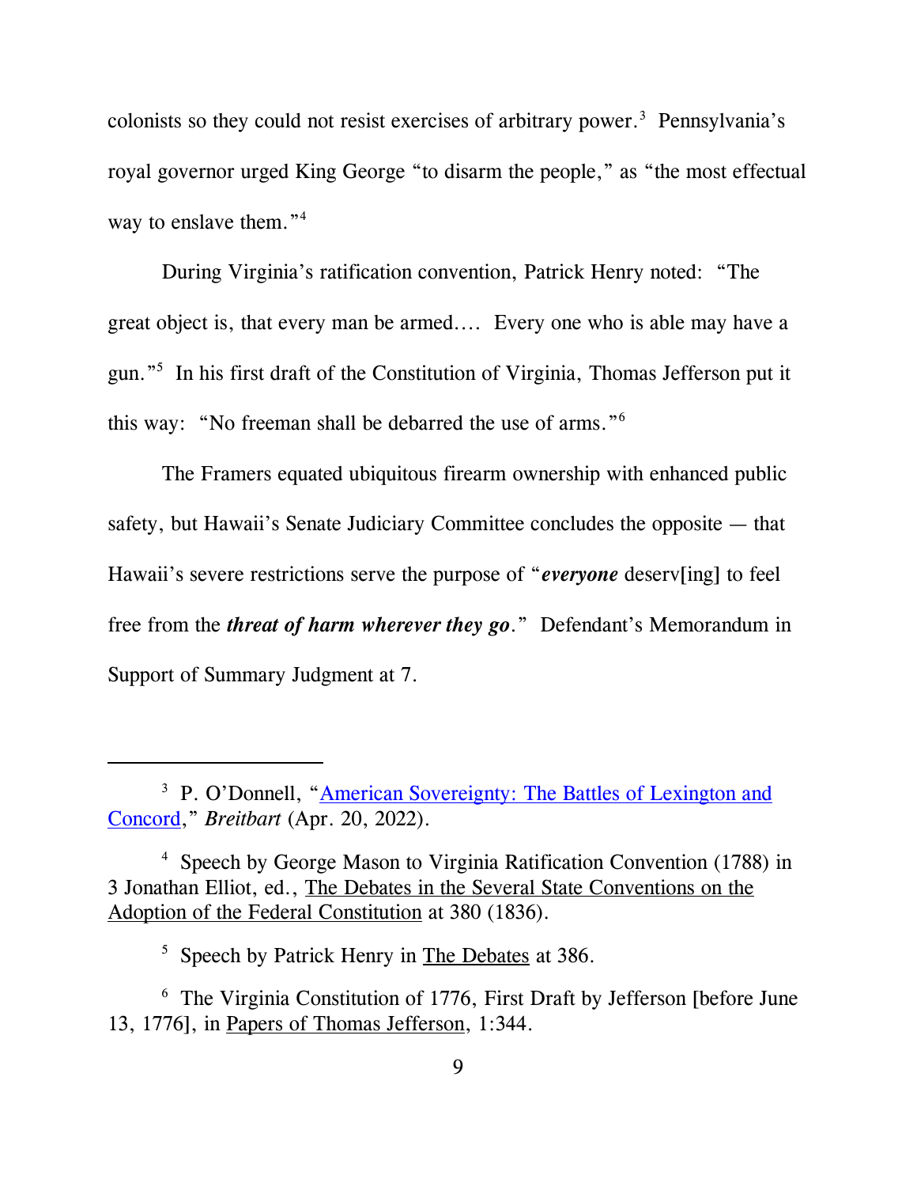colonists so they could not resist exercises of arbitrary power.[3] Pennsylvania's royal governor urged King George "to disarm the people," as "the most effectual way to enslave them."[4]

During Virginia's ratification convention, Patrick Henry noted: "The great object is, that every man be armed.... Every one who is able may have a gun."[5] In his first draft of the Constitution of Virginia, Thomas Jefferson put it this way: "No freeman shall be debarred the use of arms."[6]

The Framers equated ubiquitous firearm ownership with enhanced public safety, but Hawaii's Senate Judiciary Committee concludes the opposite — that Hawaii's severe restrictions serve the purpose of "***everyone*** deserv[ing] to feel free from the ***threat of harm wherever they go***." Defendant's Memorandum in Support of Summary Judgment at 7.

---

[3] P. O'Donnell, "American Sovereignty: The Battles of Lexington and Concord," *Breitbart* (Apr. 20, 2022).

[4] Speech by George Mason to Virginia Ratification Convention (1788) in 3 Jonathan Elliot, ed., The Debates in the Several State Conventions on the Adoption of the Federal Constitution at 380 (1836).

[5] Speech by Patrick Henry in The Debates at 386.

[6] The Virginia Constitution of 1776, First Draft by Jefferson [before June 13, 1776], in Papers of Thomas Jefferson, 1:344.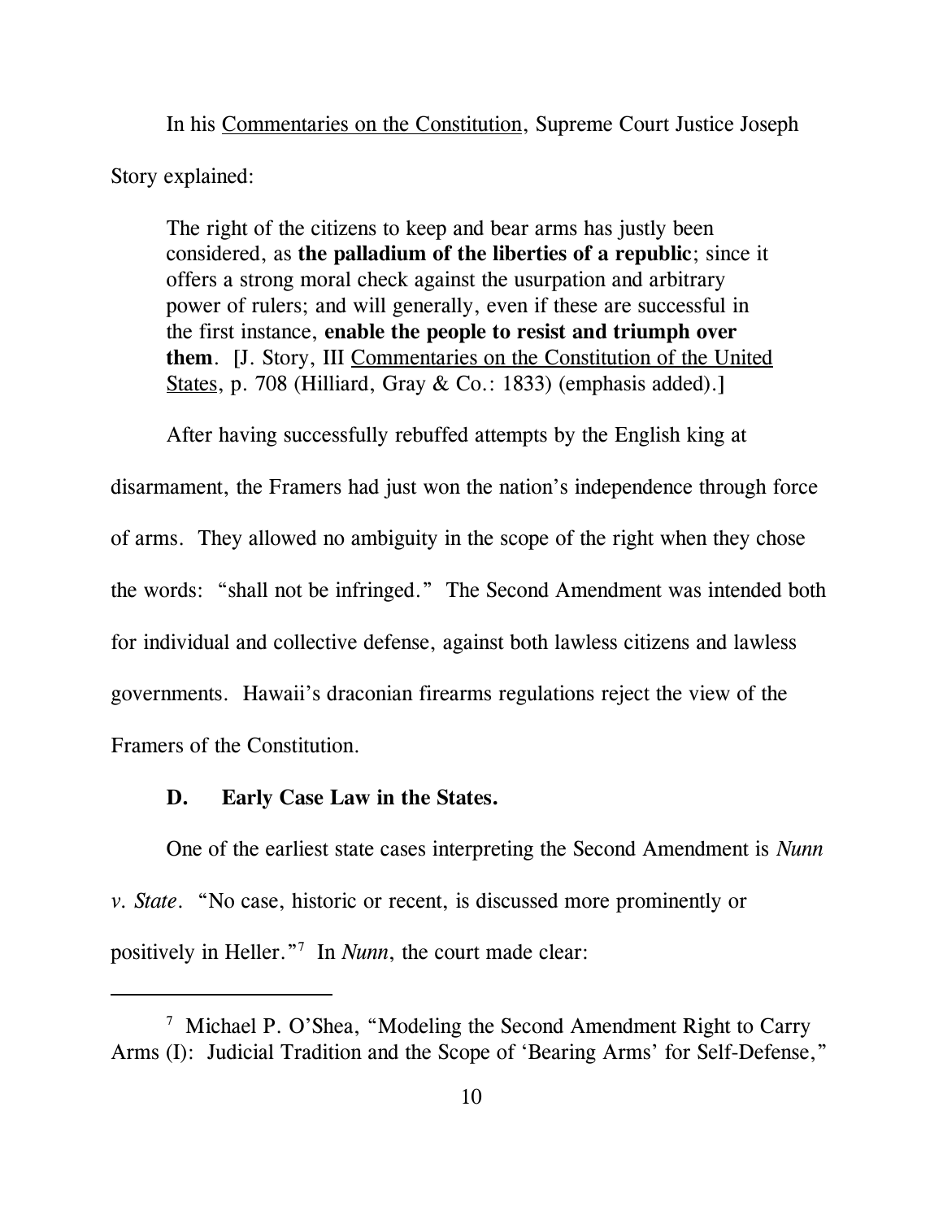In his <u>Commentaries on the Constitution</u>, Supreme Court Justice Joseph Story explained:

> The right of the citizens to keep and bear arms has justly been considered, as **the palladium of the liberties of a republic**; since it offers a strong moral check against the usurpation and arbitrary power of rulers; and will generally, even if these are successful in the first instance, **enable the people to resist and triumph over them**. [J. Story, III <u>Commentaries on the Constitution of the United States</u>, p. 708 (Hilliard, Gray & Co.: 1833) (emphasis added).]

After having successfully rebuffed attempts by the English king at disarmament, the Framers had just won the nation's independence through force of arms. They allowed no ambiguity in the scope of the right when they chose the words: "shall not be infringed." The Second Amendment was intended both for individual and collective defense, against both lawless citizens and lawless governments. Hawaii's draconian firearms regulations reject the view of the Framers of the Constitution.

### D. Early Case Law in the States.

One of the earliest state cases interpreting the Second Amendment is *Nunn v. State*. "No case, historic or recent, is discussed more prominently or positively in Heller."[7] In *Nunn*, the court made clear:

---

[7] Michael P. O'Shea, "Modeling the Second Amendment Right to Carry Arms (I): Judicial Tradition and the Scope of 'Bearing Arms' for Self-Defense,"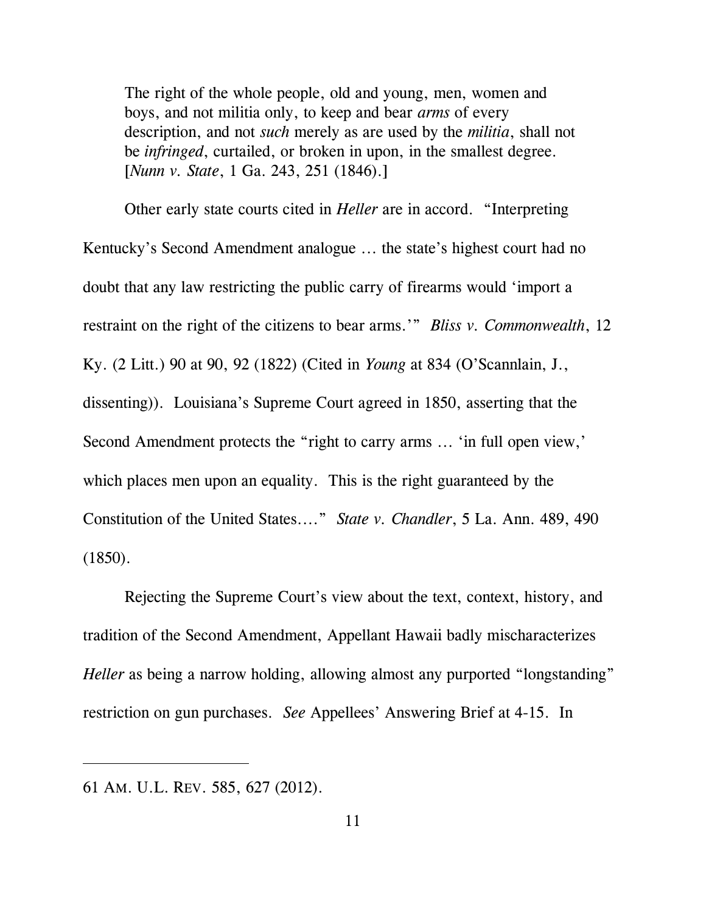> The right of the whole people, old and young, men, women and boys, and not militia only, to keep and bear *arms* of every description, and not *such* merely as are used by the *militia*, shall not be *infringed*, curtailed, or broken in upon, in the smallest degree. [*Nunn v. State*, 1 Ga. 243, 251 (1846).]

Other early state courts cited in *Heller* are in accord. "Interpreting Kentucky's Second Amendment analogue … the state's highest court had no doubt that any law restricting the public carry of firearms would 'import a restraint on the right of the citizens to bear arms.'" *Bliss v. Commonwealth*, 12 Ky. (2 Litt.) 90 at 90, 92 (1822) (Cited in *Young* at 834 (O'Scannlain, J., dissenting)). Louisiana's Supreme Court agreed in 1850, asserting that the Second Amendment protects the "right to carry arms … 'in full open view,' which places men upon an equality. This is the right guaranteed by the Constitution of the United States…." *State v. Chandler*, 5 La. Ann. 489, 490 (1850).

Rejecting the Supreme Court's view about the text, context, history, and tradition of the Second Amendment, Appellant Hawaii badly mischaracterizes *Heller* as being a narrow holding, allowing almost any purported "longstanding" restriction on gun purchases. *See* Appellees' Answering Brief at 4-15. In

---

61 AM. U.L. REV. 585, 627 (2012).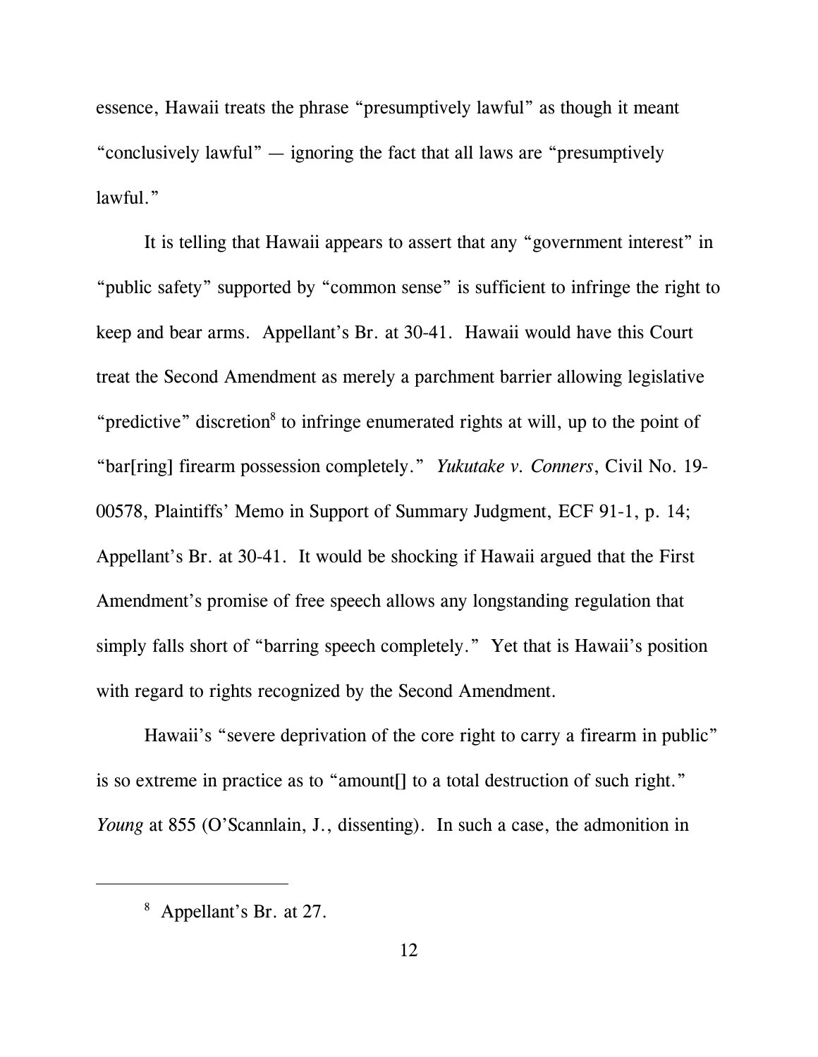essence, Hawaii treats the phrase "presumptively lawful" as though it meant "conclusively lawful" — ignoring the fact that all laws are "presumptively lawful."

It is telling that Hawaii appears to assert that any "government interest" in "public safety" supported by "common sense" is sufficient to infringe the right to keep and bear arms. Appellant's Br. at 30-41. Hawaii would have this Court treat the Second Amendment as merely a parchment barrier allowing legislative "predictive" discretion[8] to infringe enumerated rights at will, up to the point of "bar[ring] firearm possession completely." *Yukutake v. Conners*, Civil No. 19-00578, Plaintiffs' Memo in Support of Summary Judgment, ECF 91-1, p. 14; Appellant's Br. at 30-41. It would be shocking if Hawaii argued that the First Amendment's promise of free speech allows any longstanding regulation that simply falls short of "barring speech completely." Yet that is Hawaii's position with regard to rights recognized by the Second Amendment.

Hawaii's "severe deprivation of the core right to carry a firearm in public" is so extreme in practice as to "amount[] to a total destruction of such right." *Young* at 855 (O'Scannlain, J., dissenting). In such a case, the admonition in

---

[8] Appellant's Br. at 27.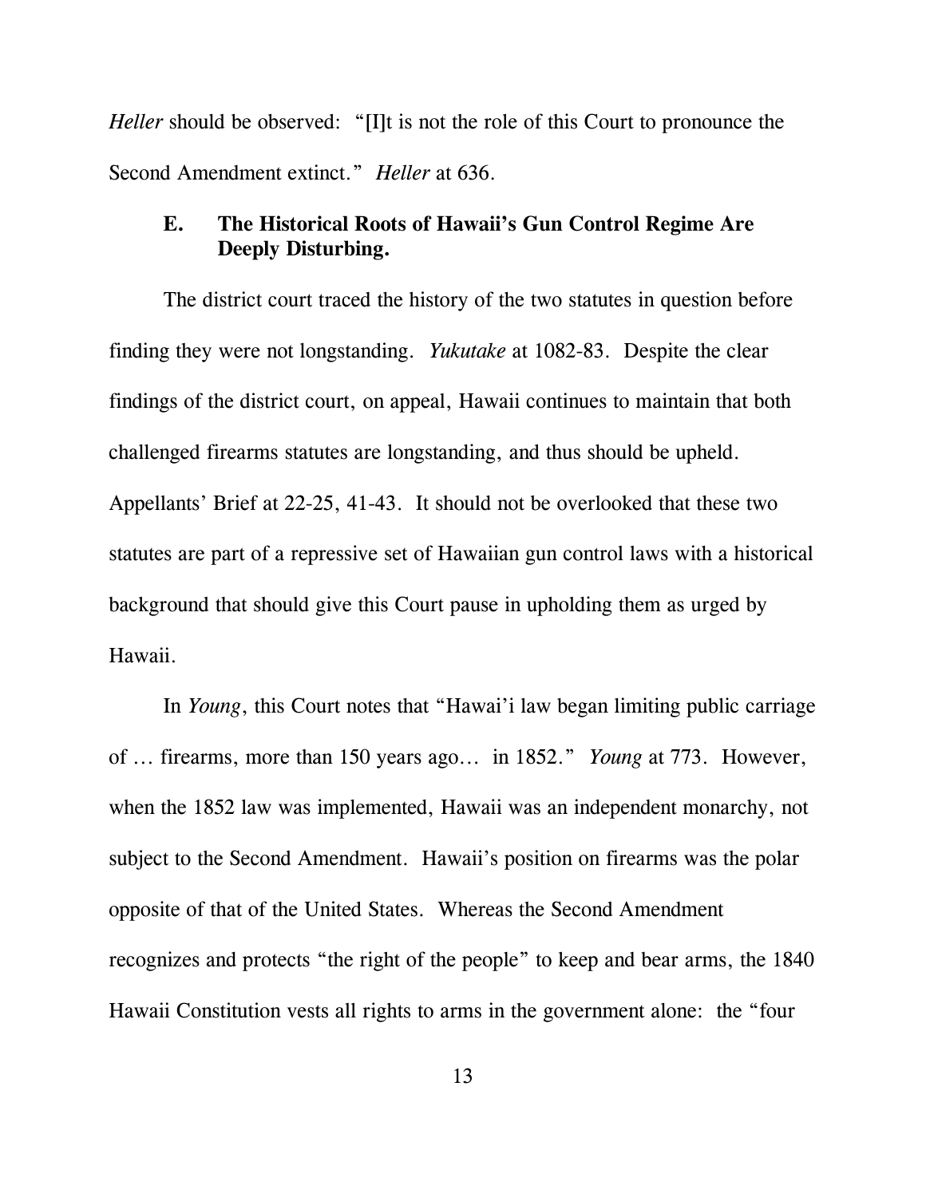*Heller* should be observed: "[I]t is not the role of this Court to pronounce the Second Amendment extinct." *Heller* at 636.

### E. The Historical Roots of Hawaii's Gun Control Regime Are Deeply Disturbing.

The district court traced the history of the two statutes in question before finding they were not longstanding. *Yukutake* at 1082-83. Despite the clear findings of the district court, on appeal, Hawaii continues to maintain that both challenged firearms statutes are longstanding, and thus should be upheld. Appellants' Brief at 22-25, 41-43. It should not be overlooked that these two statutes are part of a repressive set of Hawaiian gun control laws with a historical background that should give this Court pause in upholding them as urged by Hawaii.

In *Young*, this Court notes that "Hawai'i law began limiting public carriage of … firearms, more than 150 years ago… in 1852." *Young* at 773. However, when the 1852 law was implemented, Hawaii was an independent monarchy, not subject to the Second Amendment. Hawaii's position on firearms was the polar opposite of that of the United States. Whereas the Second Amendment recognizes and protects "the right of the people" to keep and bear arms, the 1840 Hawaii Constitution vests all rights to arms in the government alone: the "four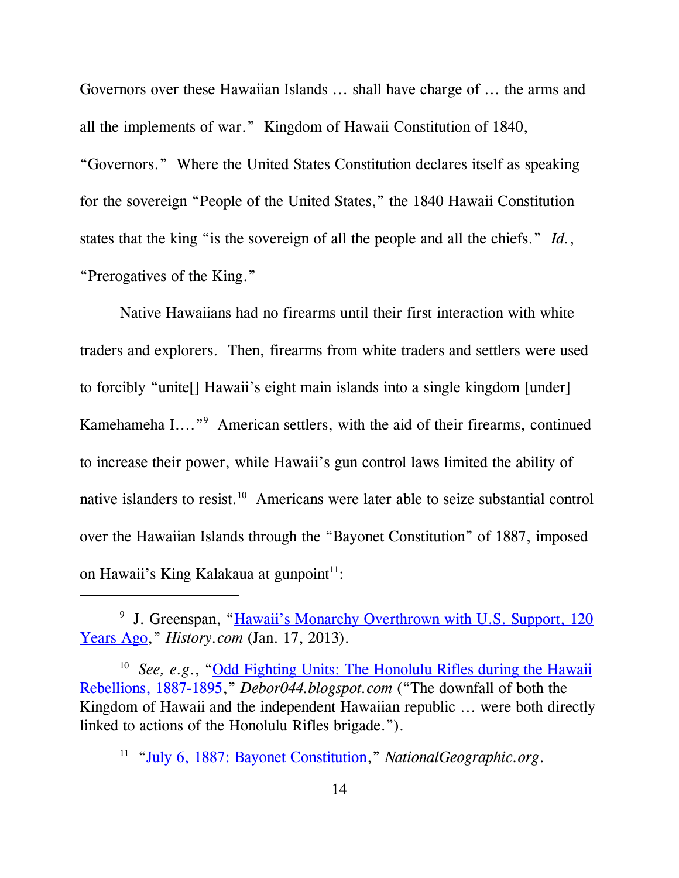Governors over these Hawaiian Islands … shall have charge of … the arms and all the implements of war." Kingdom of Hawaii Constitution of 1840, "Governors." Where the United States Constitution declares itself as speaking for the sovereign "People of the United States," the 1840 Hawaii Constitution states that the king "is the sovereign of all the people and all the chiefs." *Id.*, "Prerogatives of the King."

Native Hawaiians had no firearms until their first interaction with white traders and explorers. Then, firearms from white traders and settlers were used to forcibly "unite[] Hawaii's eight main islands into a single kingdom [under] Kamehameha I…."[9] American settlers, with the aid of their firearms, continued to increase their power, while Hawaii's gun control laws limited the ability of native islanders to resist.[10] Americans were later able to seize substantial control over the Hawaiian Islands through the "Bayonet Constitution" of 1887, imposed on Hawaii's King Kalakaua at gunpoint[11]:

---

[9] J. Greenspan, "Hawaii's Monarchy Overthrown with U.S. Support, 120 Years Ago," *History.com* (Jan. 17, 2013).

[10] *See, e.g.*, "Odd Fighting Units: The Honolulu Rifles during the Hawaii Rebellions, 1887-1895," *Debor044.blogspot.com* ("The downfall of both the Kingdom of Hawaii and the independent Hawaiian republic … were both directly linked to actions of the Honolulu Rifles brigade.").

[11] "July 6, 1887: Bayonet Constitution," *NationalGeographic.org*.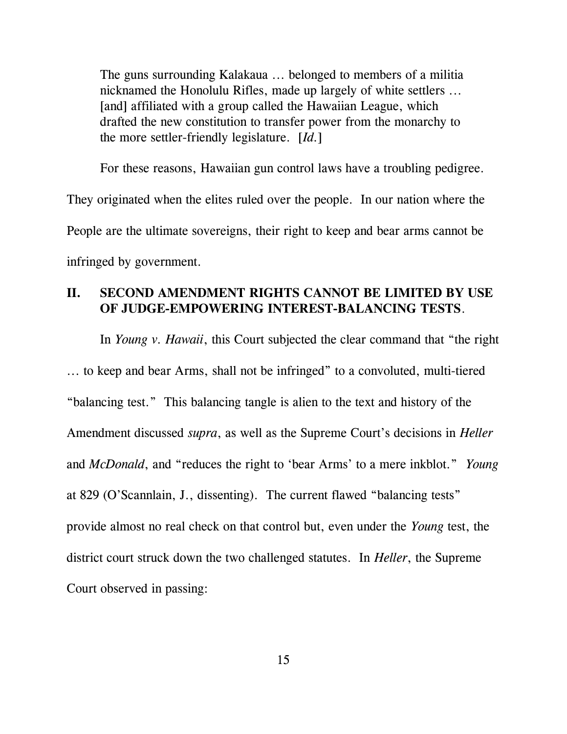> The guns surrounding Kalakaua … belonged to members of a militia nicknamed the Honolulu Rifles, made up largely of white settlers … [and] affiliated with a group called the Hawaiian League, which drafted the new constitution to transfer power from the monarchy to the more settler-friendly legislature. [*Id.*]

For these reasons, Hawaiian gun control laws have a troubling pedigree. They originated when the elites ruled over the people. In our nation where the People are the ultimate sovereigns, their right to keep and bear arms cannot be infringed by government.

## II. SECOND AMENDMENT RIGHTS CANNOT BE LIMITED BY USE OF JUDGE-EMPOWERING INTEREST-BALANCING TESTS.

In *Young v. Hawaii*, this Court subjected the clear command that "the right … to keep and bear Arms, shall not be infringed" to a convoluted, multi-tiered "balancing test." This balancing tangle is alien to the text and history of the Amendment discussed *supra*, as well as the Supreme Court's decisions in *Heller* and *McDonald*, and "reduces the right to 'bear Arms' to a mere inkblot." *Young* at 829 (O'Scannlain, J., dissenting). The current flawed "balancing tests" provide almost no real check on that control but, even under the *Young* test, the district court struck down the two challenged statutes. In *Heller*, the Supreme Court observed in passing: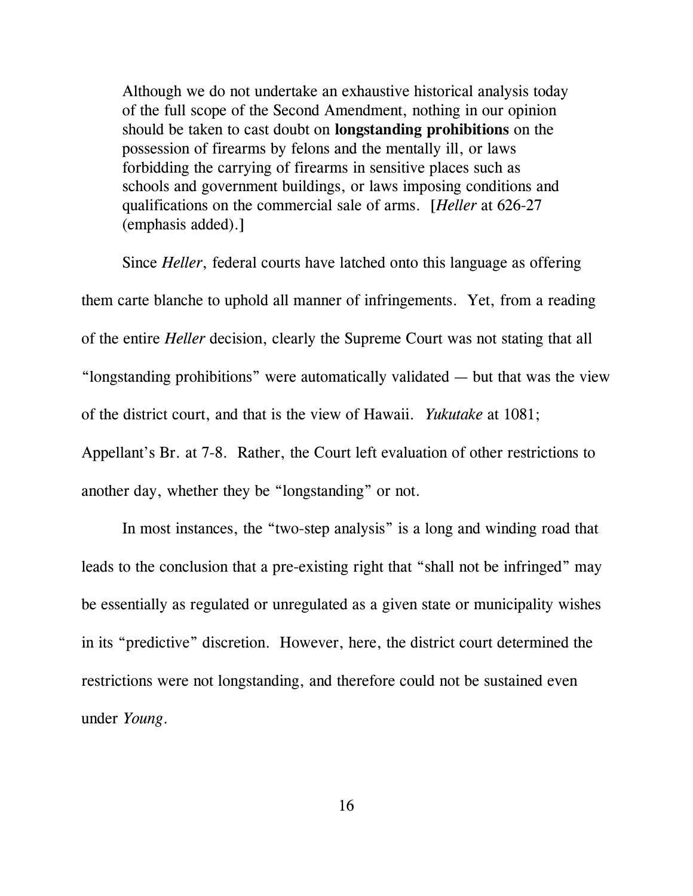> Although we do not undertake an exhaustive historical analysis today of the full scope of the Second Amendment, nothing in our opinion should be taken to cast doubt on **longstanding prohibitions** on the possession of firearms by felons and the mentally ill, or laws forbidding the carrying of firearms in sensitive places such as schools and government buildings, or laws imposing conditions and qualifications on the commercial sale of arms. [*Heller* at 626-27 (emphasis added).]

Since *Heller*, federal courts have latched onto this language as offering them carte blanche to uphold all manner of infringements. Yet, from a reading of the entire *Heller* decision, clearly the Supreme Court was not stating that all "longstanding prohibitions" were automatically validated — but that was the view of the district court, and that is the view of Hawaii. *Yukutake* at 1081; Appellant's Br. at 7-8. Rather, the Court left evaluation of other restrictions to another day, whether they be "longstanding" or not.

In most instances, the "two-step analysis" is a long and winding road that leads to the conclusion that a pre-existing right that "shall not be infringed" may be essentially as regulated or unregulated as a given state or municipality wishes in its "predictive" discretion. However, here, the district court determined the restrictions were not longstanding, and therefore could not be sustained even under *Young*.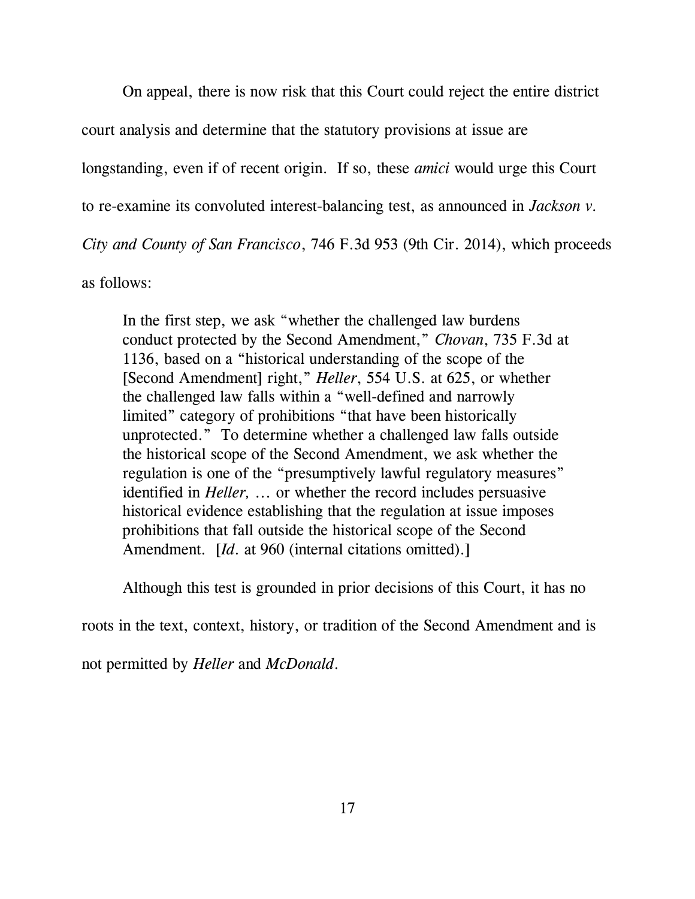On appeal, there is now risk that this Court could reject the entire district court analysis and determine that the statutory provisions at issue are longstanding, even if of recent origin. If so, these *amici* would urge this Court to re-examine its convoluted interest-balancing test, as announced in *Jackson v. City and County of San Francisco*, 746 F.3d 953 (9th Cir. 2014), which proceeds as follows:

> In the first step, we ask "whether the challenged law burdens conduct protected by the Second Amendment," *Chovan*, 735 F.3d at 1136, based on a "historical understanding of the scope of the [Second Amendment] right," *Heller*, 554 U.S. at 625, or whether the challenged law falls within a "well-defined and narrowly limited" category of prohibitions "that have been historically unprotected." To determine whether a challenged law falls outside the historical scope of the Second Amendment, we ask whether the regulation is one of the "presumptively lawful regulatory measures" identified in *Heller,* ... or whether the record includes persuasive historical evidence establishing that the regulation at issue imposes prohibitions that fall outside the historical scope of the Second Amendment. [*Id.* at 960 (internal citations omitted).]

Although this test is grounded in prior decisions of this Court, it has no roots in the text, context, history, or tradition of the Second Amendment and is not permitted by *Heller* and *McDonald*.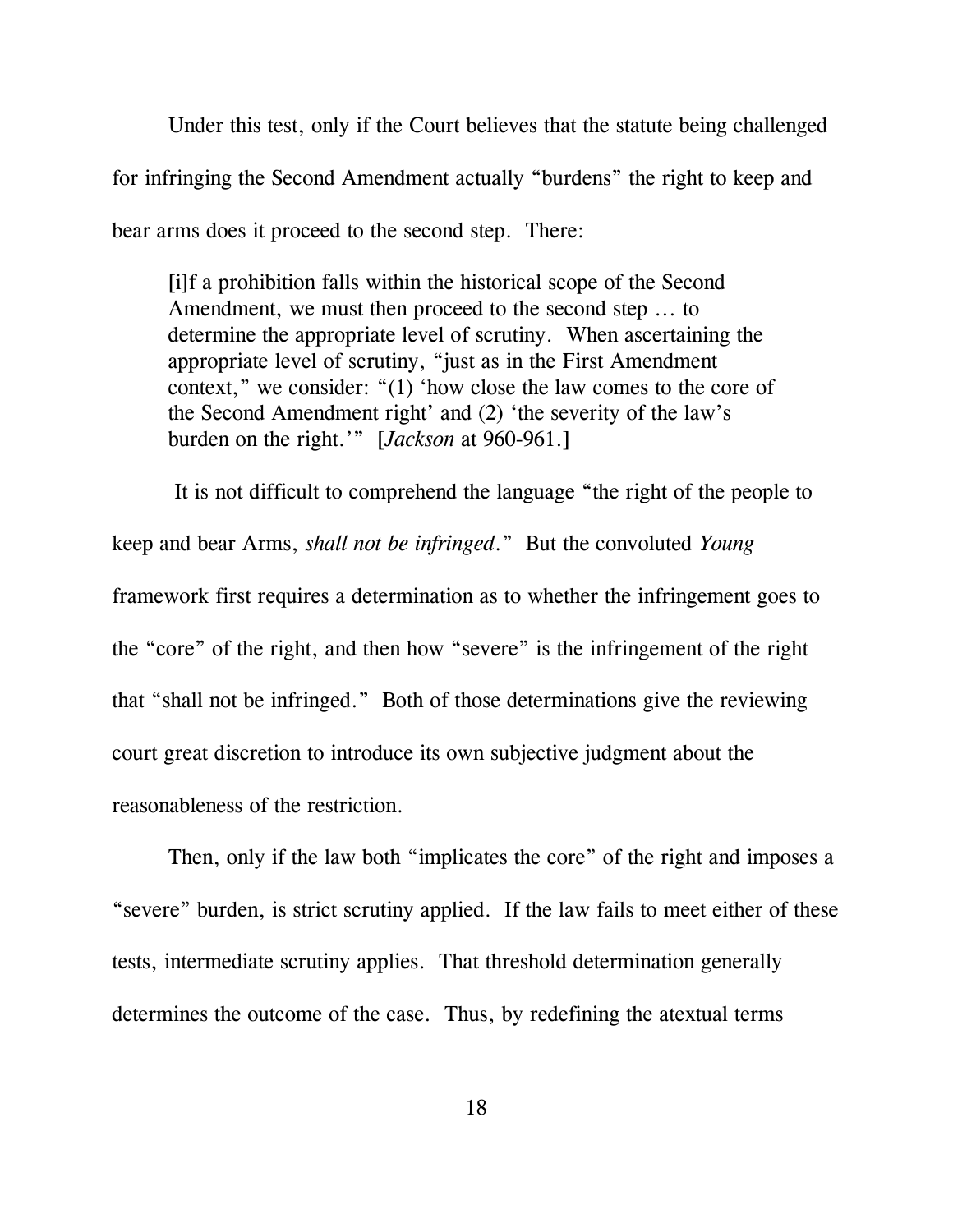Under this test, only if the Court believes that the statute being challenged for infringing the Second Amendment actually "burdens" the right to keep and bear arms does it proceed to the second step. There:

> [i]f a prohibition falls within the historical scope of the Second Amendment, we must then proceed to the second step … to determine the appropriate level of scrutiny. When ascertaining the appropriate level of scrutiny, "just as in the First Amendment context," we consider: "(1) 'how close the law comes to the core of the Second Amendment right' and (2) 'the severity of the law's burden on the right.'" [*Jackson* at 960-961.]

It is not difficult to comprehend the language "the right of the people to keep and bear Arms, *shall not be infringed*." But the convoluted *Young* framework first requires a determination as to whether the infringement goes to the "core" of the right, and then how "severe" is the infringement of the right that "shall not be infringed." Both of those determinations give the reviewing court great discretion to introduce its own subjective judgment about the reasonableness of the restriction.

Then, only if the law both "implicates the core" of the right and imposes a "severe" burden, is strict scrutiny applied. If the law fails to meet either of these tests, intermediate scrutiny applies. That threshold determination generally determines the outcome of the case. Thus, by redefining the atextual terms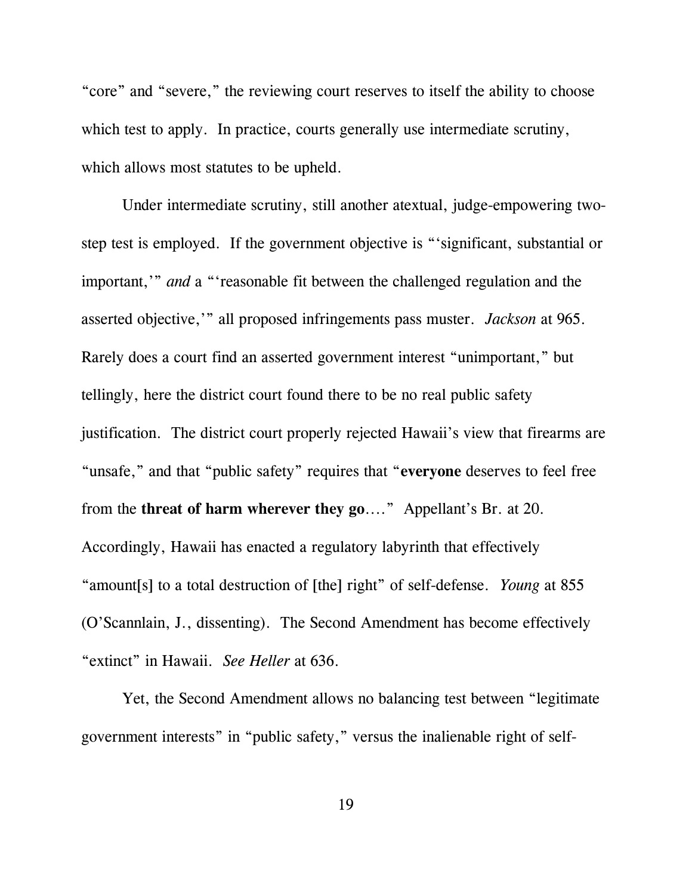"core" and "severe," the reviewing court reserves to itself the ability to choose which test to apply. In practice, courts generally use intermediate scrutiny, which allows most statutes to be upheld.

Under intermediate scrutiny, still another atextual, judge-empowering two-step test is employed. If the government objective is "'significant, substantial or important,'" *and* a "'reasonable fit between the challenged regulation and the asserted objective,'" all proposed infringements pass muster. *Jackson* at 965. Rarely does a court find an asserted government interest "unimportant," but tellingly, here the district court found there to be no real public safety justification. The district court properly rejected Hawaii's view that firearms are "unsafe," and that "public safety" requires that "**everyone** deserves to feel free from the **threat of harm wherever they go**…." Appellant's Br. at 20. Accordingly, Hawaii has enacted a regulatory labyrinth that effectively "amount[s] to a total destruction of [the] right" of self-defense. *Young* at 855 (O'Scannlain, J., dissenting). The Second Amendment has become effectively "extinct" in Hawaii. *See Heller* at 636.

Yet, the Second Amendment allows no balancing test between "legitimate government interests" in "public safety," versus the inalienable right of self-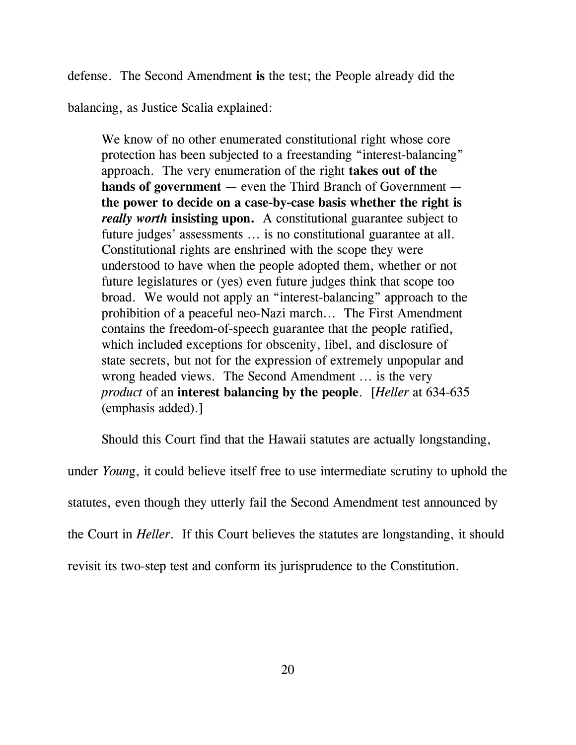defense. The Second Amendment **is** the test; the People already did the balancing, as Justice Scalia explained:

> We know of no other enumerated constitutional right whose core protection has been subjected to a freestanding "interest-balancing" approach. The very enumeration of the right **takes out of the hands of government** — even the Third Branch of Government — **the power to decide on a case-by-case basis whether the right is *really worth* insisting upon.** A constitutional guarantee subject to future judges' assessments … is no constitutional guarantee at all. Constitutional rights are enshrined with the scope they were understood to have when the people adopted them, whether or not future legislatures or (yes) even future judges think that scope too broad. We would not apply an "interest-balancing" approach to the prohibition of a peaceful neo-Nazi march… The First Amendment contains the freedom-of-speech guarantee that the people ratified, which included exceptions for obscenity, libel, and disclosure of state secrets, but not for the expression of extremely unpopular and wrong headed views. The Second Amendment … is the very *product* of an **interest balancing by the people**. [*Heller* at 634-635 (emphasis added).]

Should this Court find that the Hawaii statutes are actually longstanding, under *Youn*g, it could believe itself free to use intermediate scrutiny to uphold the statutes, even though they utterly fail the Second Amendment test announced by the Court in *Heller*. If this Court believes the statutes are longstanding, it should revisit its two-step test and conform its jurisprudence to the Constitution.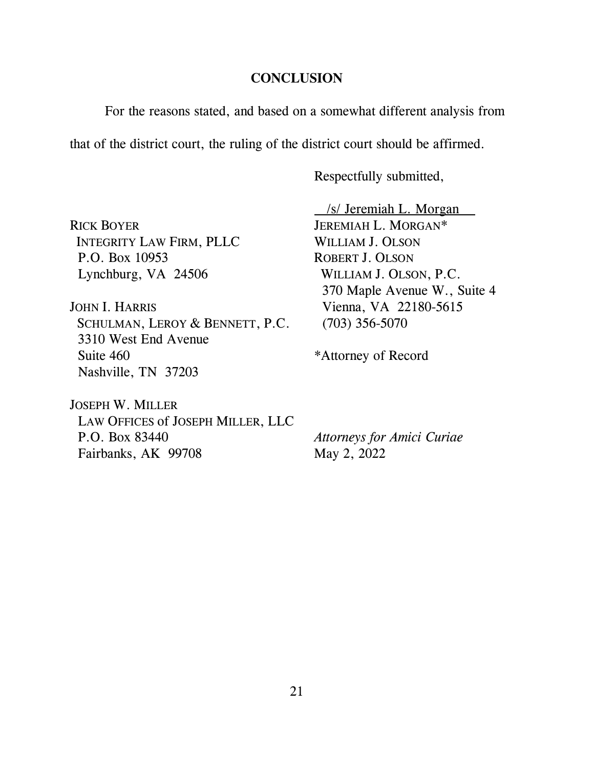## CONCLUSION

For the reasons stated, and based on a somewhat different analysis from that of the district court, the ruling of the district court should be affirmed.

Respectfully submitted,

/s/ Jeremiah L. Morgan
JEREMIAH L. MORGAN*
WILLIAM J. OLSON
ROBERT J. OLSON
WILLIAM J. OLSON, P.C.
370 Maple Avenue W., Suite 4
Vienna, VA 22180-5615
(703) 356-5070

*Attorney of Record

RICK BOYER
INTEGRITY LAW FIRM, PLLC
P.O. Box 10953
Lynchburg, VA 24506

JOHN I. HARRIS
SCHULMAN, LEROY & BENNETT, P.C.
3310 West End Avenue
Suite 460
Nashville, TN 37203

JOSEPH W. MILLER
LAW OFFICES of JOSEPH MILLER, LLC
P.O. Box 83440
Fairbanks, AK 99708

*Attorneys for Amici Curiae*
May 2, 2022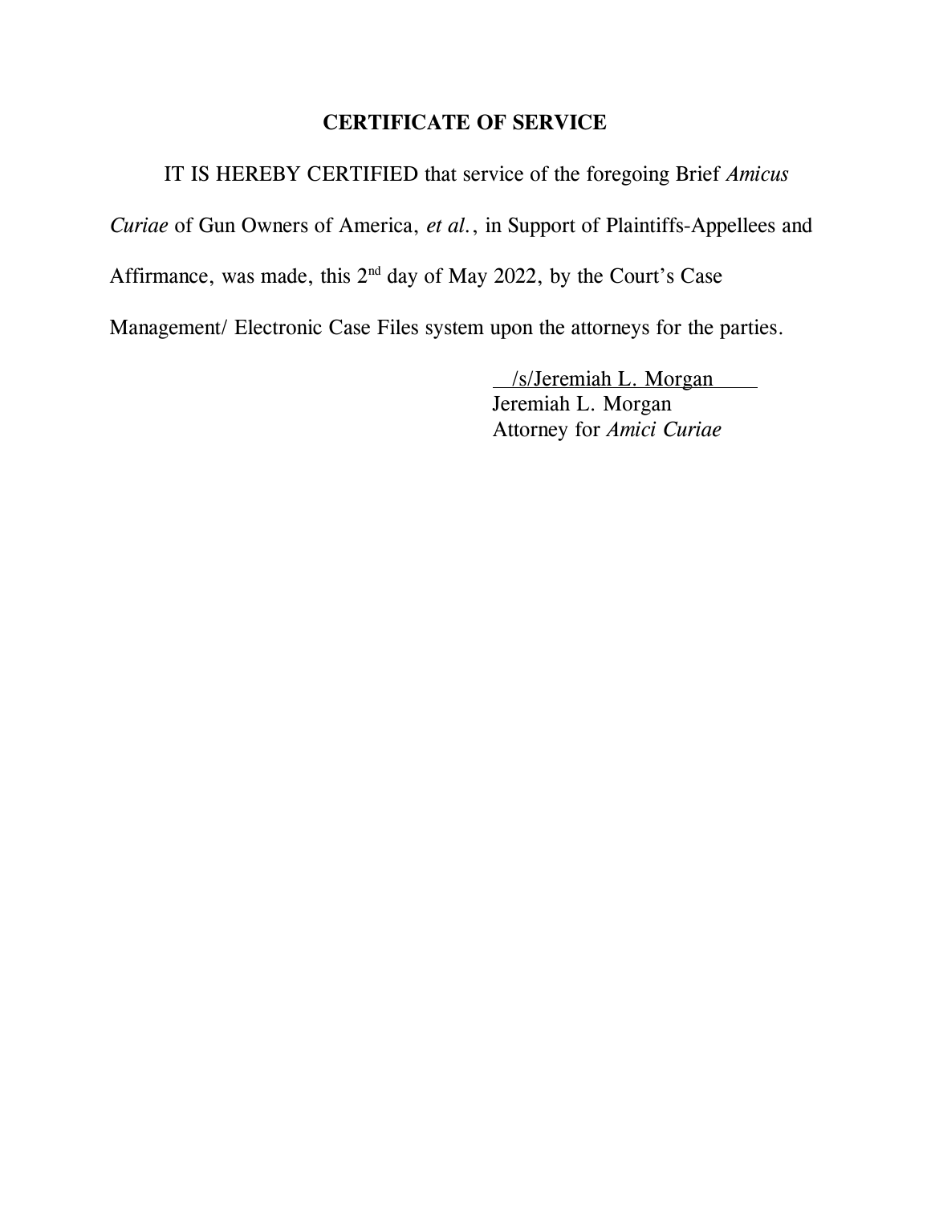## CERTIFICATE OF SERVICE

IT IS HEREBY CERTIFIED that service of the foregoing Brief *Amicus Curiae* of Gun Owners of America, *et al.*, in Support of Plaintiffs-Appellees and Affirmance, was made, this 2nd day of May 2022, by the Court's Case Management/ Electronic Case Files system upon the attorneys for the parties.

/s/Jeremiah L. Morgan
Jeremiah L. Morgan
Attorney for *Amici Curiae*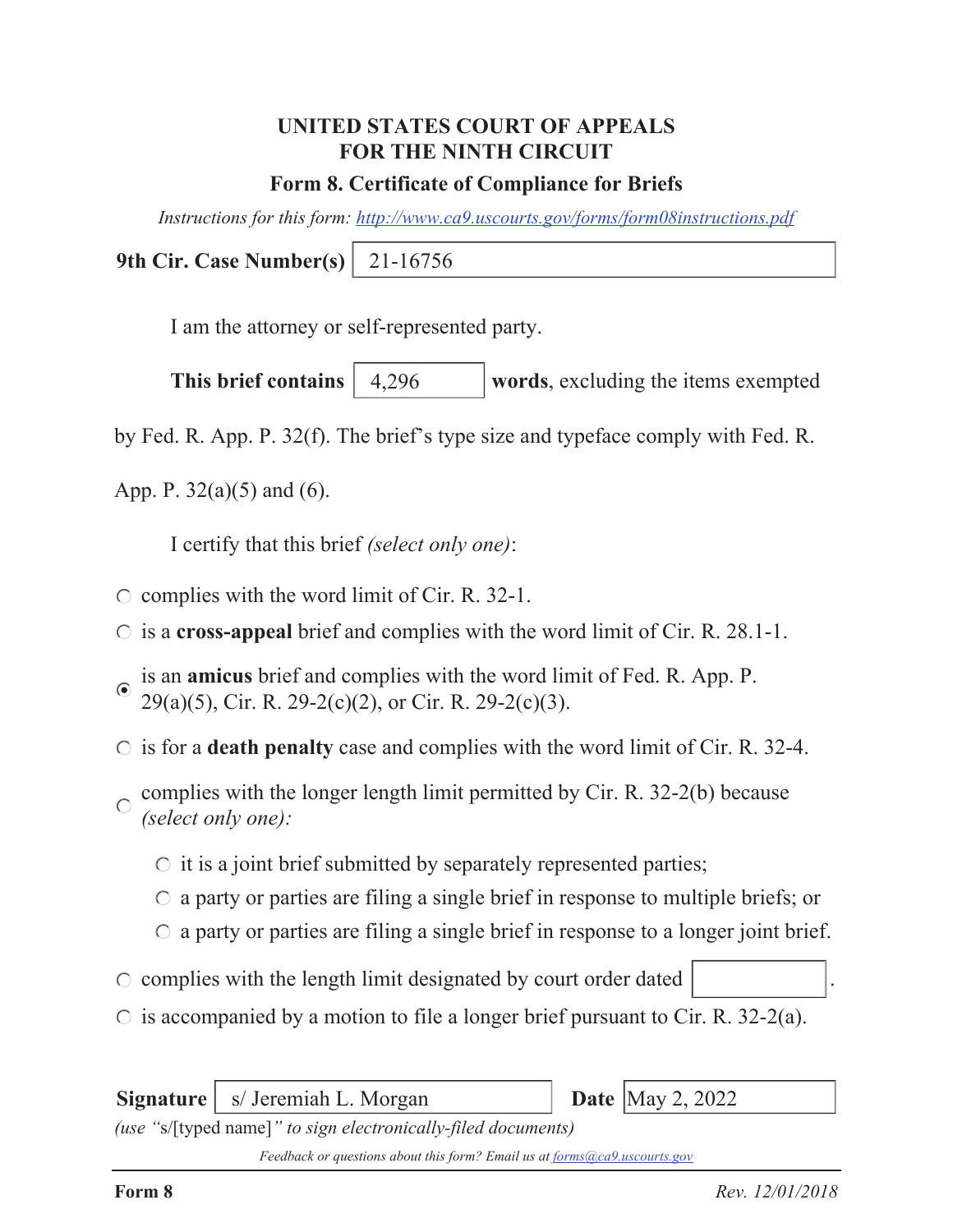# UNITED STATES COURT OF APPEALS
# FOR THE NINTH CIRCUIT

## Form 8. Certificate of Compliance for Briefs

*Instructions for this form: http://www.ca9.uscourts.gov/forms/form08instructions.pdf*

**9th Cir. Case Number(s)** 21-16756

I am the attorney or self-represented party.

**This brief contains** 4,296 **words**, excluding the items exempted by Fed. R. App. P. 32(f). The brief's type size and typeface comply with Fed. R. App. P. 32(a)(5) and (6).

I certify that this brief *(select only one)*:

- ○ complies with the word limit of Cir. R. 32-1.
- ○ is a **cross-appeal** brief and complies with the word limit of Cir. R. 28.1-1.
- ◉ is an **amicus** brief and complies with the word limit of Fed. R. App. P. 29(a)(5), Cir. R. 29-2(c)(2), or Cir. R. 29-2(c)(3).
- ○ is for a **death penalty** case and complies with the word limit of Cir. R. 32-4.
- ○ complies with the longer length limit permitted by Cir. R. 32-2(b) because *(select only one):*
  - ○ it is a joint brief submitted by separately represented parties;
  - ○ a party or parties are filing a single brief in response to multiple briefs; or
  - ○ a party or parties are filing a single brief in response to a longer joint brief.
- ○ complies with the length limit designated by court order dated ______.
- ○ is accompanied by a motion to file a longer brief pursuant to Cir. R. 32-2(a).

**Signature** s/ Jeremiah L. Morgan **Date** May 2, 2022

*(use "s/[typed name]" to sign electronically-filed documents)*

*Feedback or questions about this form? Email us at forms@ca9.uscourts.gov*

**Form 8** *Rev. 12/01/2018*